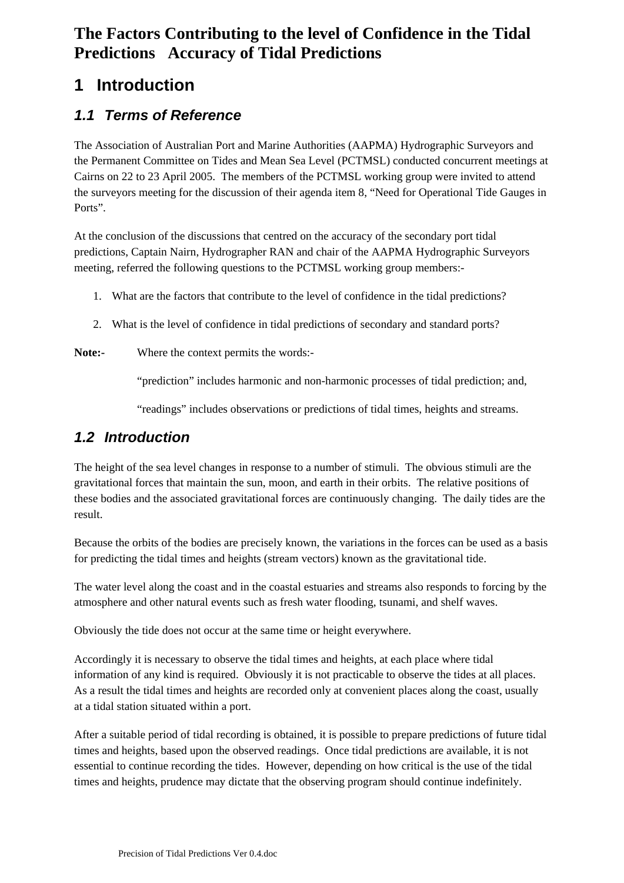# The Factors Contributing to the level of Confidence in the Tidal Predictions   Accuracy of Tidal Predictions

## 1 Introduction

### *1.1 Terms of Reference*

The Association of Australian Port and Marine Authorities (AAPMA) Hydrographic Surveyors and the Permanent Committee on Tides and Mean Sea Level (PCTMSL) conducted concurrent meetings at Cairns on 22 to 23 April 2005. The members of the PCTMSL working group were invited to attend the surveyors meeting for the discussion of their agenda item 8, "Need for Operational Tide Gauges in Ports".

At the conclusion of the discussions that centred on the accuracy of the secondary port tidal predictions, Captain Nairn, Hydrographer RAN and chair of the AAPMA Hydrographic Surveyors meeting, referred the following questions to the PCTMSL working group members:-

1. What are the factors that contribute to the level of confidence in the tidal predictions?
2. What is the level of confidence in tidal predictions of secondary and standard ports?

**Note:-** Where the context permits the words:-

"prediction" includes harmonic and non-harmonic processes of tidal prediction; and,

"readings" includes observations or predictions of tidal times, heights and streams.

### *1.2 Introduction*

The height of the sea level changes in response to a number of stimuli. The obvious stimuli are the gravitational forces that maintain the sun, moon, and earth in their orbits. The relative positions of these bodies and the associated gravitational forces are continuously changing. The daily tides are the result.

Because the orbits of the bodies are precisely known, the variations in the forces can be used as a basis for predicting the tidal times and heights (stream vectors) known as the gravitational tide.

The water level along the coast and in the coastal estuaries and streams also responds to forcing by the atmosphere and other natural events such as fresh water flooding, tsunami, and shelf waves.

Obviously the tide does not occur at the same time or height everywhere.

Accordingly it is necessary to observe the tidal times and heights, at each place where tidal information of any kind is required. Obviously it is not practicable to observe the tides at all places. As a result the tidal times and heights are recorded only at convenient places along the coast, usually at a tidal station situated within a port.

After a suitable period of tidal recording is obtained, it is possible to prepare predictions of future tidal times and heights, based upon the observed readings. Once tidal predictions are available, it is not essential to continue recording the tides. However, depending on how critical is the use of the tidal times and heights, prudence may dictate that the observing program should continue indefinitely.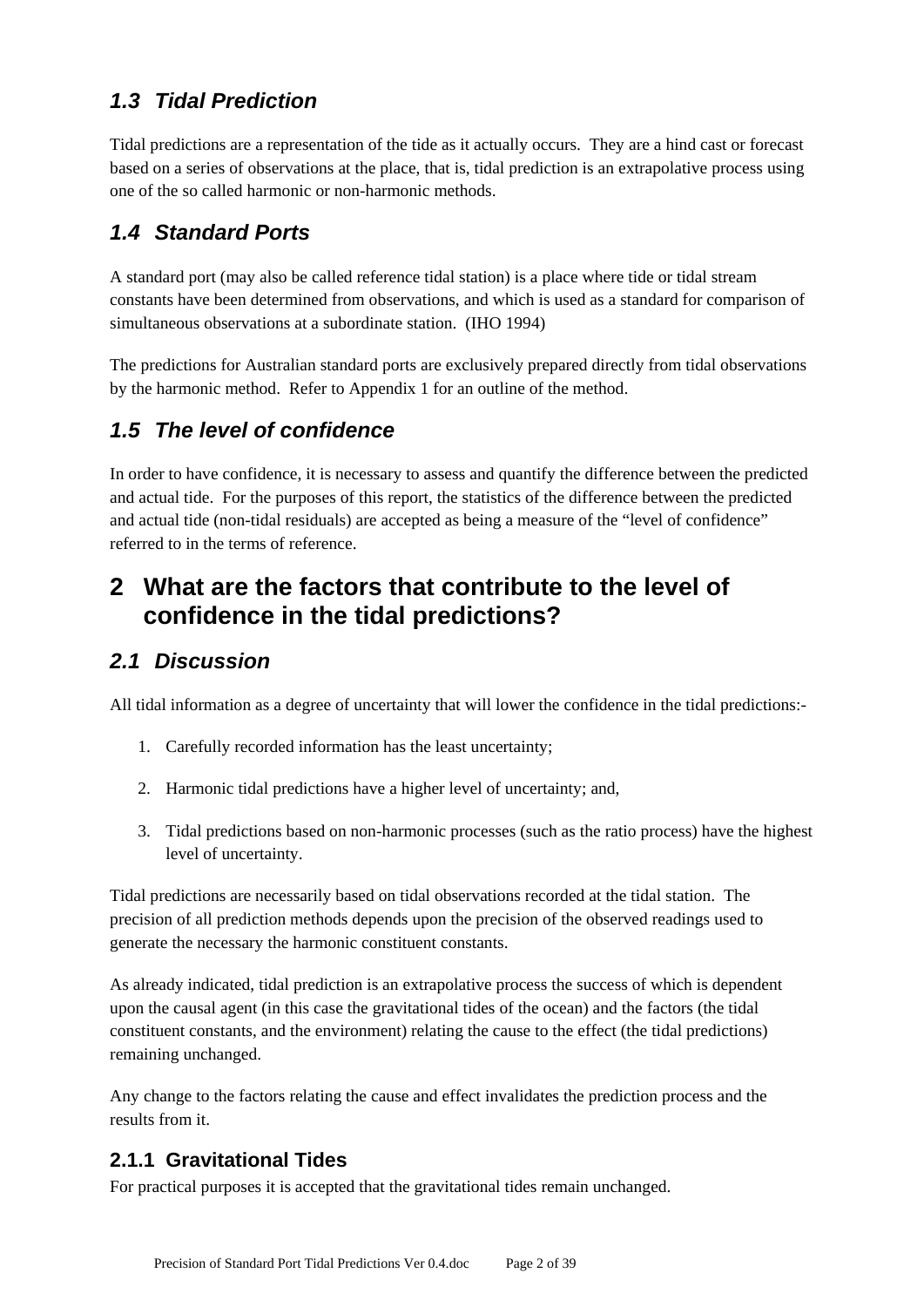## *1.3 Tidal Prediction*

Tidal predictions are a representation of the tide as it actually occurs. They are a hind cast or forecast based on a series of observations at the place, that is, tidal prediction is an extrapolative process using one of the so called harmonic or non-harmonic methods.

## *1.4 Standard Ports*

A standard port (may also be called reference tidal station) is a place where tide or tidal stream constants have been determined from observations, and which is used as a standard for comparison of simultaneous observations at a subordinate station. (IHO 1994)

The predictions for Australian standard ports are exclusively prepared directly from tidal observations by the harmonic method. Refer to Appendix 1 for an outline of the method.

## *1.5 The level of confidence*

In order to have confidence, it is necessary to assess and quantify the difference between the predicted and actual tide. For the purposes of this report, the statistics of the difference between the predicted and actual tide (non-tidal residuals) are accepted as being a measure of the "level of confidence" referred to in the terms of reference.

# 2 What are the factors that contribute to the level of confidence in the tidal predictions?

## *2.1 Discussion*

All tidal information as a degree of uncertainty that will lower the confidence in the tidal predictions:-

1. Carefully recorded information has the least uncertainty;
2. Harmonic tidal predictions have a higher level of uncertainty; and,
3. Tidal predictions based on non-harmonic processes (such as the ratio process) have the highest level of uncertainty.

Tidal predictions are necessarily based on tidal observations recorded at the tidal station. The precision of all prediction methods depends upon the precision of the observed readings used to generate the necessary the harmonic constituent constants.

As already indicated, tidal prediction is an extrapolative process the success of which is dependent upon the causal agent (in this case the gravitational tides of the ocean) and the factors (the tidal constituent constants, and the environment) relating the cause to the effect (the tidal predictions) remaining unchanged.

Any change to the factors relating the cause and effect invalidates the prediction process and the results from it.

### 2.1.1 Gravitational Tides

For practical purposes it is accepted that the gravitational tides remain unchanged.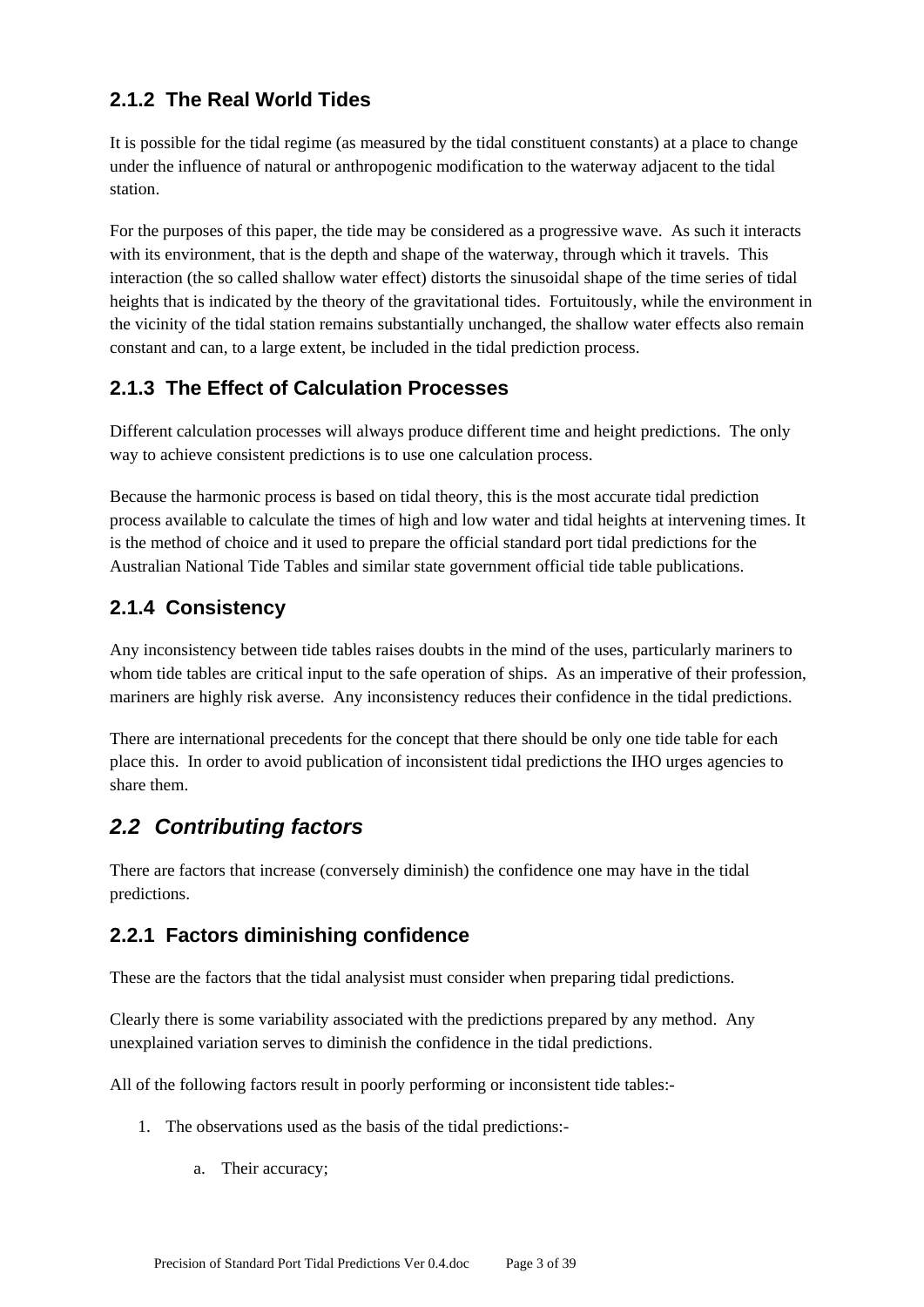### 2.1.2 The Real World Tides

It is possible for the tidal regime (as measured by the tidal constituent constants) at a place to change under the influence of natural or anthropogenic modification to the waterway adjacent to the tidal station.

For the purposes of this paper, the tide may be considered as a progressive wave. As such it interacts with its environment, that is the depth and shape of the waterway, through which it travels. This interaction (the so called shallow water effect) distorts the sinusoidal shape of the time series of tidal heights that is indicated by the theory of the gravitational tides. Fortuitously, while the environment in the vicinity of the tidal station remains substantially unchanged, the shallow water effects also remain constant and can, to a large extent, be included in the tidal prediction process.

### 2.1.3 The Effect of Calculation Processes

Different calculation processes will always produce different time and height predictions. The only way to achieve consistent predictions is to use one calculation process.

Because the harmonic process is based on tidal theory, this is the most accurate tidal prediction process available to calculate the times of high and low water and tidal heights at intervening times. It is the method of choice and it used to prepare the official standard port tidal predictions for the Australian National Tide Tables and similar state government official tide table publications.

### 2.1.4 Consistency

Any inconsistency between tide tables raises doubts in the mind of the uses, particularly mariners to whom tide tables are critical input to the safe operation of ships. As an imperative of their profession, mariners are highly risk averse. Any inconsistency reduces their confidence in the tidal predictions.

There are international precedents for the concept that there should be only one tide table for each place this. In order to avoid publication of inconsistent tidal predictions the IHO urges agencies to share them.

## *2.2 Contributing factors*

There are factors that increase (conversely diminish) the confidence one may have in the tidal predictions.

### 2.2.1 Factors diminishing confidence

These are the factors that the tidal analysist must consider when preparing tidal predictions.

Clearly there is some variability associated with the predictions prepared by any method. Any unexplained variation serves to diminish the confidence in the tidal predictions.

All of the following factors result in poorly performing or inconsistent tide tables:-

1. The observations used as the basis of the tidal predictions:-

    a. Their accuracy;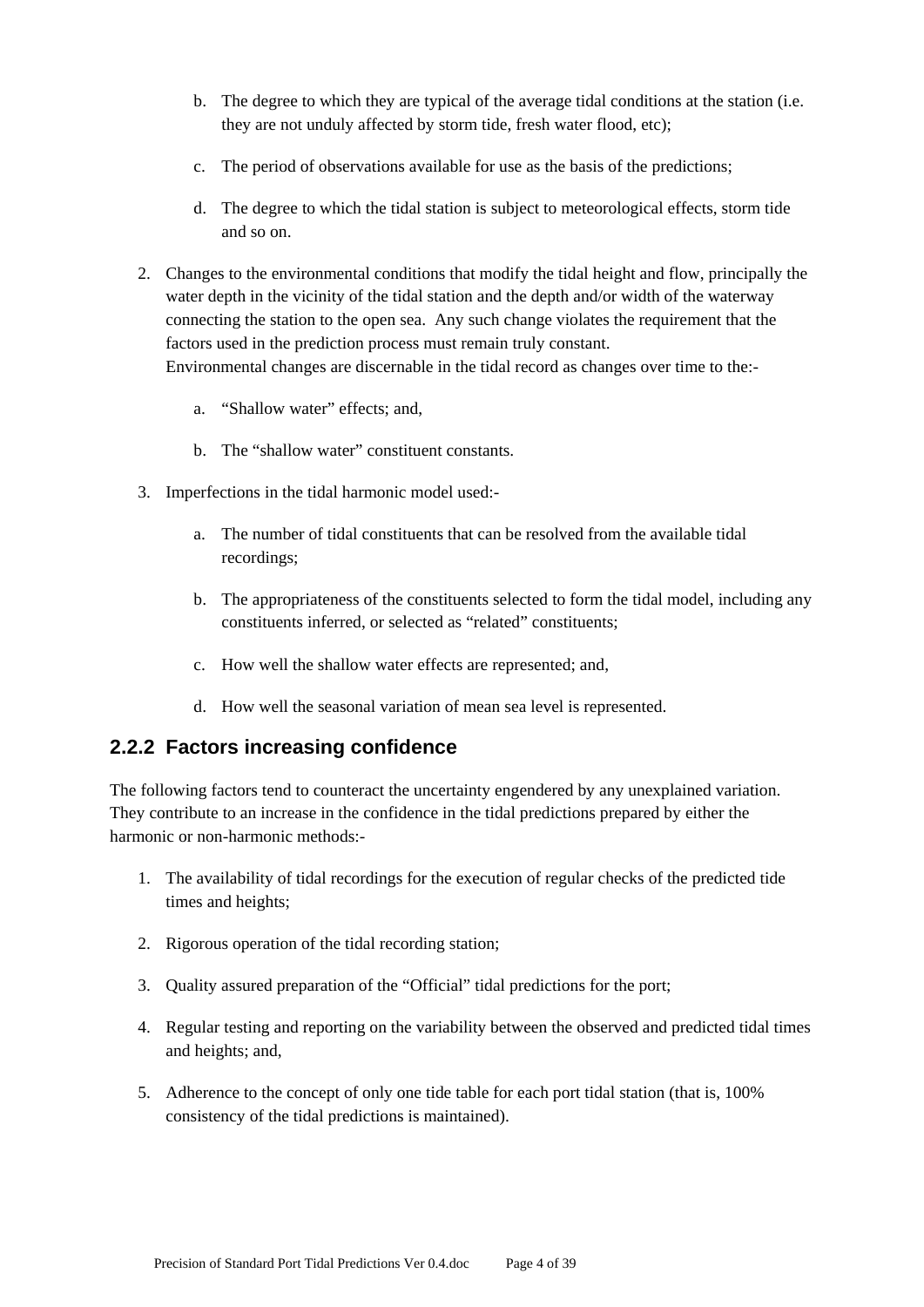b. The degree to which they are typical of the average tidal conditions at the station (i.e. they are not unduly affected by storm tide, fresh water flood, etc);

c. The period of observations available for use as the basis of the predictions;

d. The degree to which the tidal station is subject to meteorological effects, storm tide and so on.

2. Changes to the environmental conditions that modify the tidal height and flow, principally the water depth in the vicinity of the tidal station and the depth and/or width of the waterway connecting the station to the open sea. Any such change violates the requirement that the factors used in the prediction process must remain truly constant.
   Environmental changes are discernable in the tidal record as changes over time to the:-

   a. "Shallow water" effects; and,

   b. The "shallow water" constituent constants.

3. Imperfections in the tidal harmonic model used:-

   a. The number of tidal constituents that can be resolved from the available tidal recordings;

   b. The appropriateness of the constituents selected to form the tidal model, including any constituents inferred, or selected as "related" constituents;

   c. How well the shallow water effects are represented; and,

   d. How well the seasonal variation of mean sea level is represented.

### 2.2.2 Factors increasing confidence

The following factors tend to counteract the uncertainty engendered by any unexplained variation. They contribute to an increase in the confidence in the tidal predictions prepared by either the harmonic or non-harmonic methods:-

1. The availability of tidal recordings for the execution of regular checks of the predicted tide times and heights;

2. Rigorous operation of the tidal recording station;

3. Quality assured preparation of the "Official" tidal predictions for the port;

4. Regular testing and reporting on the variability between the observed and predicted tidal times and heights; and,

5. Adherence to the concept of only one tide table for each port tidal station (that is, 100% consistency of the tidal predictions is maintained).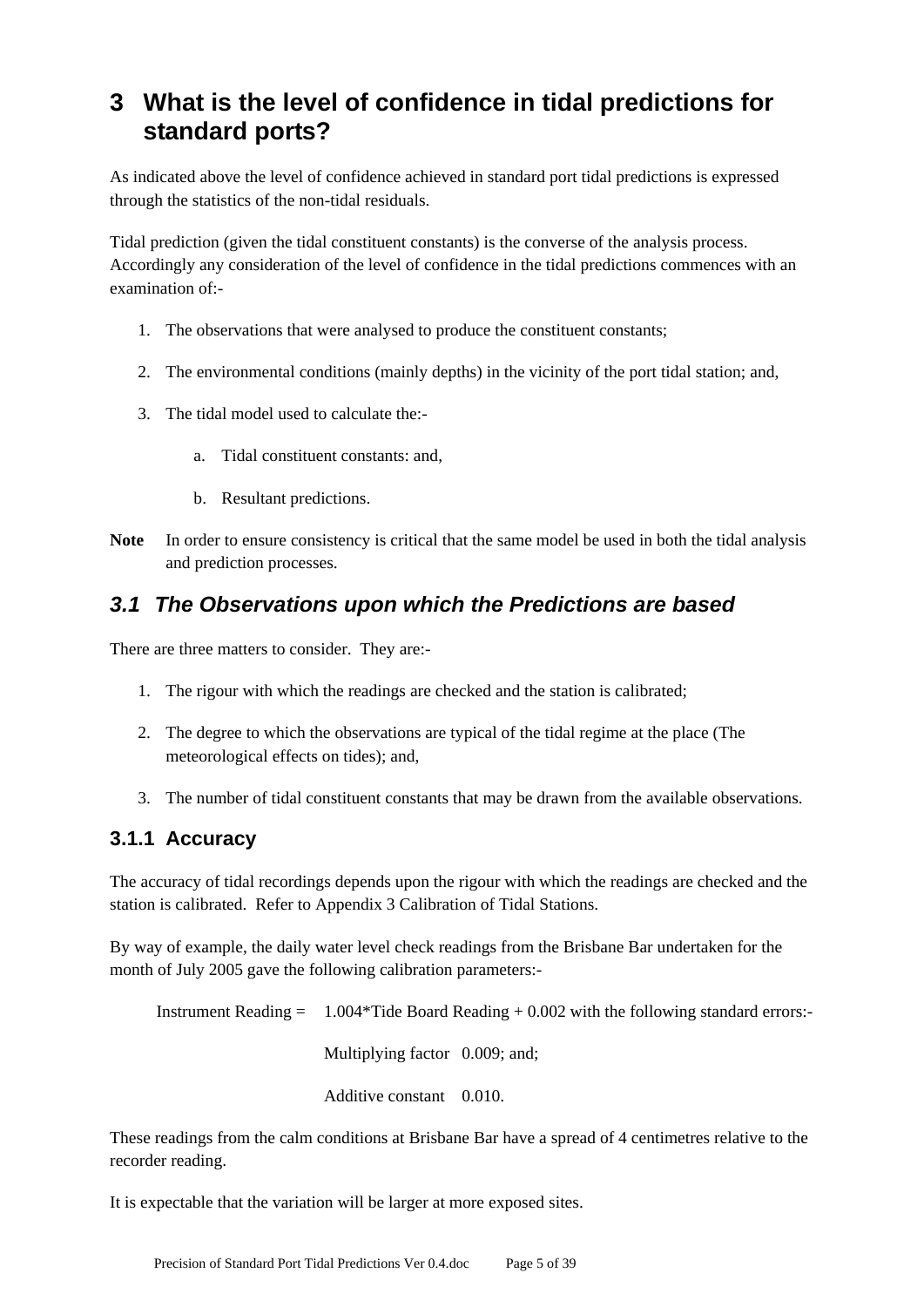# 3 What is the level of confidence in tidal predictions for standard ports?

As indicated above the level of confidence achieved in standard port tidal predictions is expressed through the statistics of the non-tidal residuals.

Tidal prediction (given the tidal constituent constants) is the converse of the analysis process. Accordingly any consideration of the level of confidence in the tidal predictions commences with an examination of:-

1. The observations that were analysed to produce the constituent constants;
2. The environmental conditions (mainly depths) in the vicinity of the port tidal station; and,
3. The tidal model used to calculate the:-
   a. Tidal constituent constants: and,
   b. Resultant predictions.

**Note** In order to ensure consistency is critical that the same model be used in both the tidal analysis and prediction processes.

## *3.1 The Observations upon which the Predictions are based*

There are three matters to consider. They are:-

1. The rigour with which the readings are checked and the station is calibrated;
2. The degree to which the observations are typical of the tidal regime at the place (The meteorological effects on tides); and,
3. The number of tidal constituent constants that may be drawn from the available observations.

### 3.1.1 Accuracy

The accuracy of tidal recordings depends upon the rigour with which the readings are checked and the station is calibrated. Refer to Appendix 3 Calibration of Tidal Stations.

By way of example, the daily water level check readings from the Brisbane Bar undertaken for the month of July 2005 gave the following calibration parameters:-

Instrument Reading = 1.004*Tide Board Reading + 0.002 with the following standard errors:-

Multiplying factor 0.009; and;

Additive constant 0.010.

These readings from the calm conditions at Brisbane Bar have a spread of 4 centimetres relative to the recorder reading.

It is expectable that the variation will be larger at more exposed sites.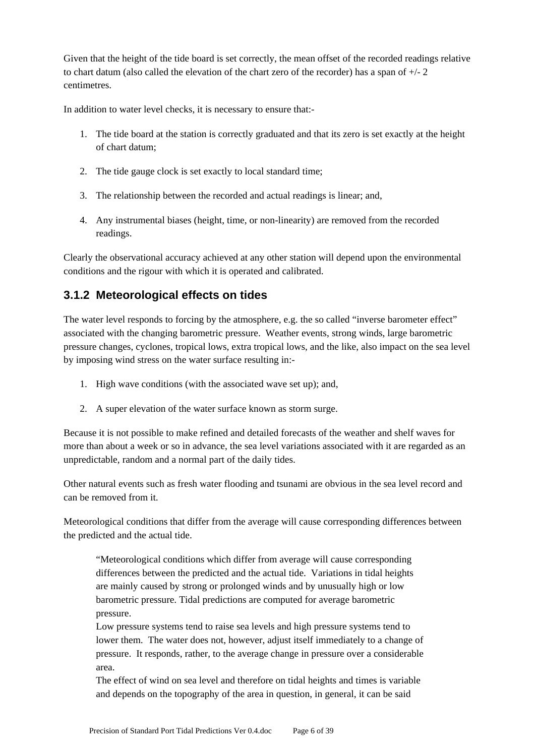Given that the height of the tide board is set correctly, the mean offset of the recorded readings relative to chart datum (also called the elevation of the chart zero of the recorder) has a span of +/- 2 centimetres.

In addition to water level checks, it is necessary to ensure that:-

1. The tide board at the station is correctly graduated and that its zero is set exactly at the height of chart datum;
2. The tide gauge clock is set exactly to local standard time;
3. The relationship between the recorded and actual readings is linear; and,
4. Any instrumental biases (height, time, or non-linearity) are removed from the recorded readings.

Clearly the observational accuracy achieved at any other station will depend upon the environmental conditions and the rigour with which it is operated and calibrated.

### 3.1.2 Meteorological effects on tides

The water level responds to forcing by the atmosphere, e.g. the so called "inverse barometer effect" associated with the changing barometric pressure. Weather events, strong winds, large barometric pressure changes, cyclones, tropical lows, extra tropical lows, and the like, also impact on the sea level by imposing wind stress on the water surface resulting in:-

1. High wave conditions (with the associated wave set up); and,
2. A super elevation of the water surface known as storm surge.

Because it is not possible to make refined and detailed forecasts of the weather and shelf waves for more than about a week or so in advance, the sea level variations associated with it are regarded as an unpredictable, random and a normal part of the daily tides.

Other natural events such as fresh water flooding and tsunami are obvious in the sea level record and can be removed from it.

Meteorological conditions that differ from the average will cause corresponding differences between the predicted and the actual tide.

> "Meteorological conditions which differ from average will cause corresponding differences between the predicted and the actual tide. Variations in tidal heights are mainly caused by strong or prolonged winds and by unusually high or low barometric pressure. Tidal predictions are computed for average barometric pressure.
> Low pressure systems tend to raise sea levels and high pressure systems tend to lower them. The water does not, however, adjust itself immediately to a change of pressure. It responds, rather, to the average change in pressure over a considerable area.
> The effect of wind on sea level and therefore on tidal heights and times is variable and depends on the topography of the area in question, in general, it can be said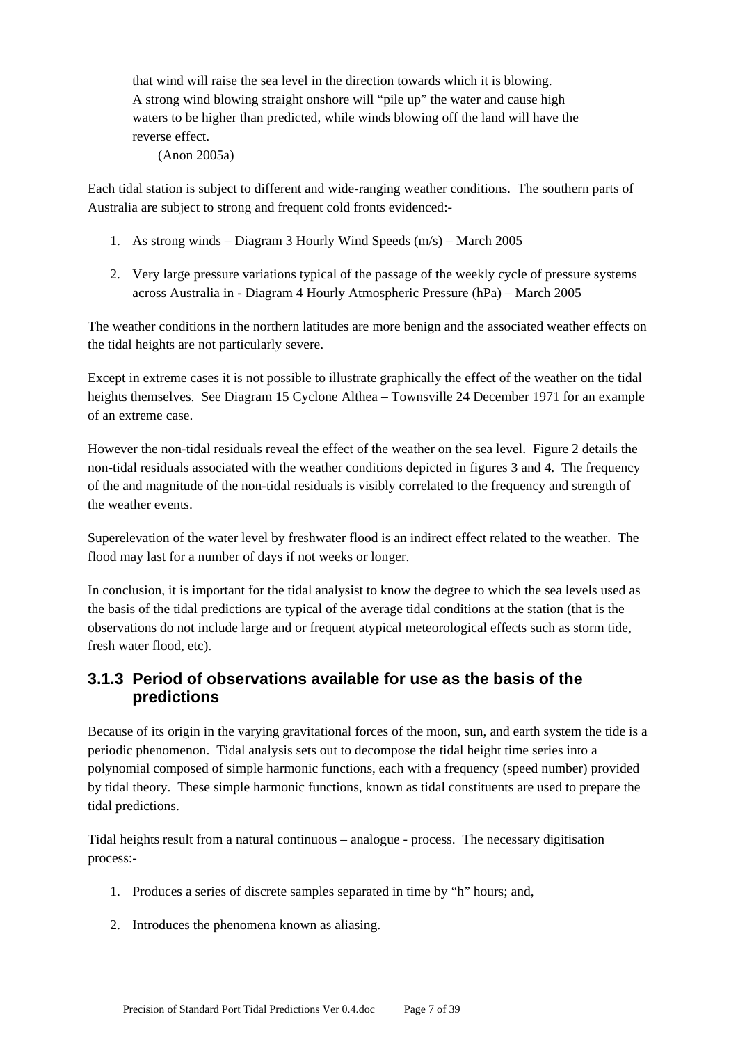> that wind will raise the sea level in the direction towards which it is blowing. A strong wind blowing straight onshore will "pile up" the water and cause high waters to be higher than predicted, while winds blowing off the land will have the reverse effect.
>
> (Anon 2005a)

Each tidal station is subject to different and wide-ranging weather conditions. The southern parts of Australia are subject to strong and frequent cold fronts evidenced:-

1. As strong winds – Diagram 3 Hourly Wind Speeds (m/s) – March 2005

2. Very large pressure variations typical of the passage of the weekly cycle of pressure systems across Australia in - Diagram 4 Hourly Atmospheric Pressure (hPa) – March 2005

The weather conditions in the northern latitudes are more benign and the associated weather effects on the tidal heights are not particularly severe.

Except in extreme cases it is not possible to illustrate graphically the effect of the weather on the tidal heights themselves. See Diagram 15 Cyclone Althea – Townsville 24 December 1971 for an example of an extreme case.

However the non-tidal residuals reveal the effect of the weather on the sea level. Figure 2 details the non-tidal residuals associated with the weather conditions depicted in figures 3 and 4. The frequency of the and magnitude of the non-tidal residuals is visibly correlated to the frequency and strength of the weather events.

Superelevation of the water level by freshwater flood is an indirect effect related to the weather. The flood may last for a number of days if not weeks or longer.

In conclusion, it is important for the tidal analysist to know the degree to which the sea levels used as the basis of the tidal predictions are typical of the average tidal conditions at the station (that is the observations do not include large and or frequent atypical meteorological effects such as storm tide, fresh water flood, etc).

### 3.1.3 Period of observations available for use as the basis of the predictions

Because of its origin in the varying gravitational forces of the moon, sun, and earth system the tide is a periodic phenomenon. Tidal analysis sets out to decompose the tidal height time series into a polynomial composed of simple harmonic functions, each with a frequency (speed number) provided by tidal theory. These simple harmonic functions, known as tidal constituents are used to prepare the tidal predictions.

Tidal heights result from a natural continuous – analogue - process. The necessary digitisation process:-

1. Produces a series of discrete samples separated in time by "h" hours; and,

2. Introduces the phenomena known as aliasing.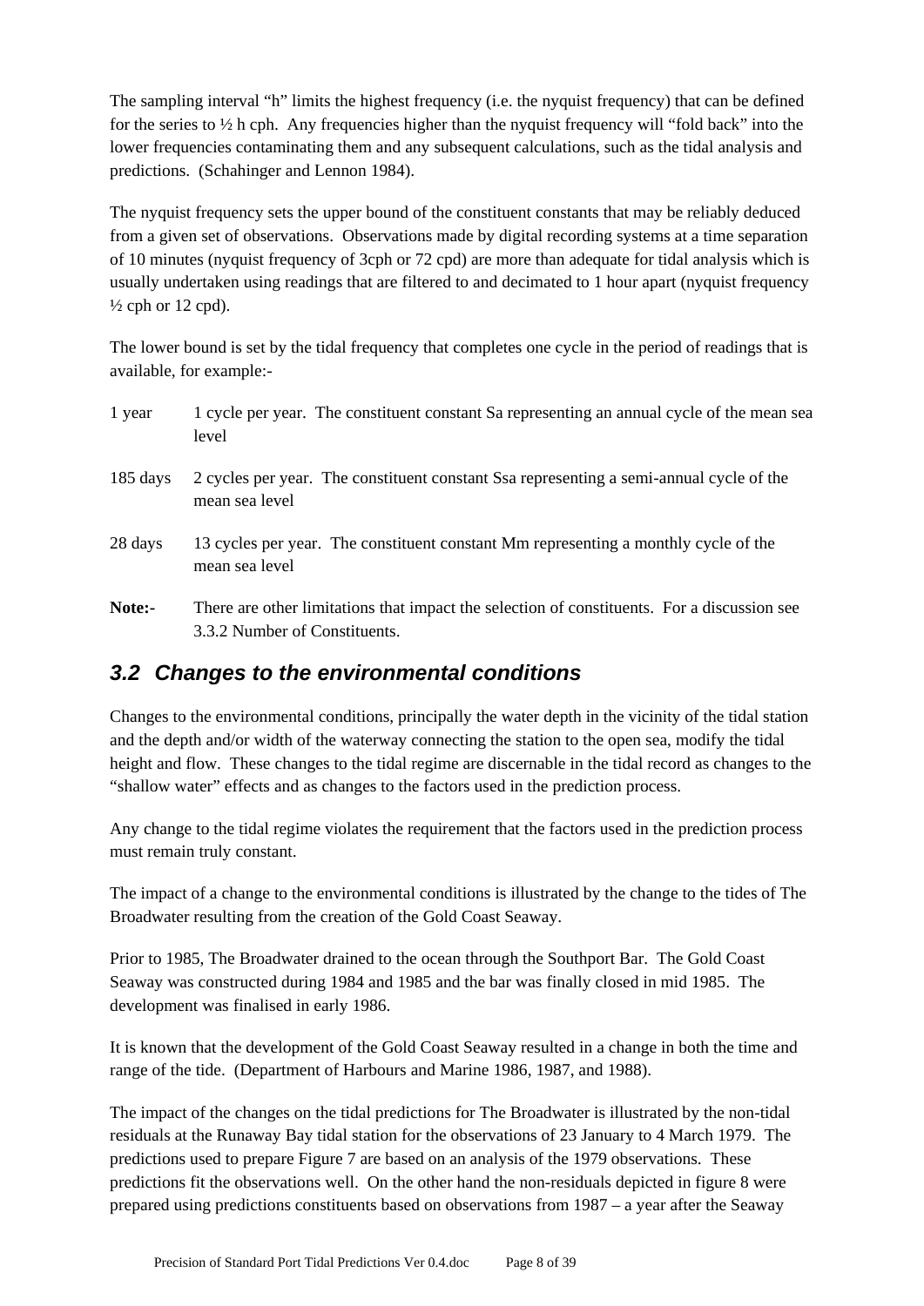The sampling interval "h" limits the highest frequency (i.e. the nyquist frequency) that can be defined for the series to ½ h cph. Any frequencies higher than the nyquist frequency will "fold back" into the lower frequencies contaminating them and any subsequent calculations, such as the tidal analysis and predictions. (Schahinger and Lennon 1984).

The nyquist frequency sets the upper bound of the constituent constants that may be reliably deduced from a given set of observations. Observations made by digital recording systems at a time separation of 10 minutes (nyquist frequency of 3cph or 72 cpd) are more than adequate for tidal analysis which is usually undertaken using readings that are filtered to and decimated to 1 hour apart (nyquist frequency ½ cph or 12 cpd).

The lower bound is set by the tidal frequency that completes one cycle in the period of readings that is available, for example:-

| | |
|---|---|
| 1 year | 1 cycle per year. The constituent constant Sa representing an annual cycle of the mean sea level |
| 185 days | 2 cycles per year. The constituent constant Ssa representing a semi-annual cycle of the mean sea level |
| 28 days | 13 cycles per year. The constituent constant Mm representing a monthly cycle of the mean sea level |
| **Note:-** | There are other limitations that impact the selection of constituents. For a discussion see 3.3.2 Number of Constituents. |

## *3.2 Changes to the environmental conditions*

Changes to the environmental conditions, principally the water depth in the vicinity of the tidal station and the depth and/or width of the waterway connecting the station to the open sea, modify the tidal height and flow. These changes to the tidal regime are discernable in the tidal record as changes to the "shallow water" effects and as changes to the factors used in the prediction process.

Any change to the tidal regime violates the requirement that the factors used in the prediction process must remain truly constant.

The impact of a change to the environmental conditions is illustrated by the change to the tides of The Broadwater resulting from the creation of the Gold Coast Seaway.

Prior to 1985, The Broadwater drained to the ocean through the Southport Bar. The Gold Coast Seaway was constructed during 1984 and 1985 and the bar was finally closed in mid 1985. The development was finalised in early 1986.

It is known that the development of the Gold Coast Seaway resulted in a change in both the time and range of the tide. (Department of Harbours and Marine 1986, 1987, and 1988).

The impact of the changes on the tidal predictions for The Broadwater is illustrated by the non-tidal residuals at the Runaway Bay tidal station for the observations of 23 January to 4 March 1979. The predictions used to prepare Figure 7 are based on an analysis of the 1979 observations. These predictions fit the observations well. On the other hand the non-residuals depicted in figure 8 were prepared using predictions constituents based on observations from 1987 – a year after the Seaway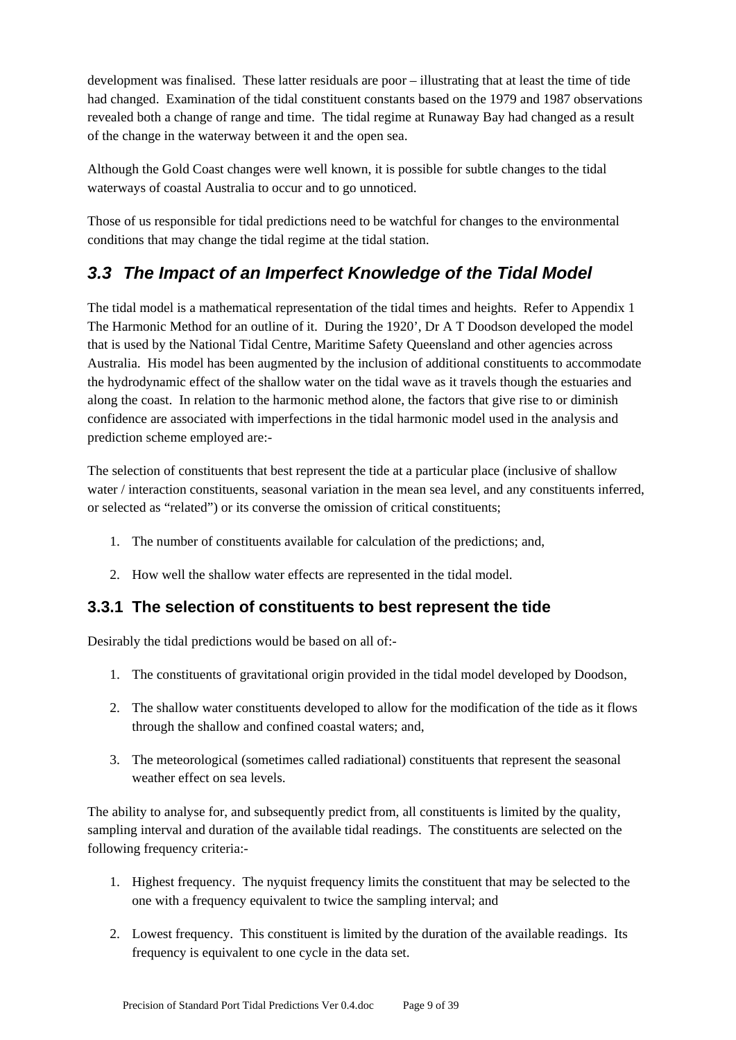development was finalised. These latter residuals are poor – illustrating that at least the time of tide had changed. Examination of the tidal constituent constants based on the 1979 and 1987 observations revealed both a change of range and time. The tidal regime at Runaway Bay had changed as a result of the change in the waterway between it and the open sea.

Although the Gold Coast changes were well known, it is possible for subtle changes to the tidal waterways of coastal Australia to occur and to go unnoticed.

Those of us responsible for tidal predictions need to be watchful for changes to the environmental conditions that may change the tidal regime at the tidal station.

## *3.3 The Impact of an Imperfect Knowledge of the Tidal Model*

The tidal model is a mathematical representation of the tidal times and heights. Refer to Appendix 1 The Harmonic Method for an outline of it. During the 1920', Dr A T Doodson developed the model that is used by the National Tidal Centre, Maritime Safety Queensland and other agencies across Australia. His model has been augmented by the inclusion of additional constituents to accommodate the hydrodynamic effect of the shallow water on the tidal wave as it travels though the estuaries and along the coast. In relation to the harmonic method alone, the factors that give rise to or diminish confidence are associated with imperfections in the tidal harmonic model used in the analysis and prediction scheme employed are:-

The selection of constituents that best represent the tide at a particular place (inclusive of shallow water / interaction constituents, seasonal variation in the mean sea level, and any constituents inferred, or selected as "related") or its converse the omission of critical constituents;

1. The number of constituents available for calculation of the predictions; and,
2. How well the shallow water effects are represented in the tidal model.

### 3.3.1 The selection of constituents to best represent the tide

Desirably the tidal predictions would be based on all of:-

1. The constituents of gravitational origin provided in the tidal model developed by Doodson,
2. The shallow water constituents developed to allow for the modification of the tide as it flows through the shallow and confined coastal waters; and,
3. The meteorological (sometimes called radiational) constituents that represent the seasonal weather effect on sea levels.

The ability to analyse for, and subsequently predict from, all constituents is limited by the quality, sampling interval and duration of the available tidal readings. The constituents are selected on the following frequency criteria:-

1. Highest frequency. The nyquist frequency limits the constituent that may be selected to the one with a frequency equivalent to twice the sampling interval; and
2. Lowest frequency. This constituent is limited by the duration of the available readings. Its frequency is equivalent to one cycle in the data set.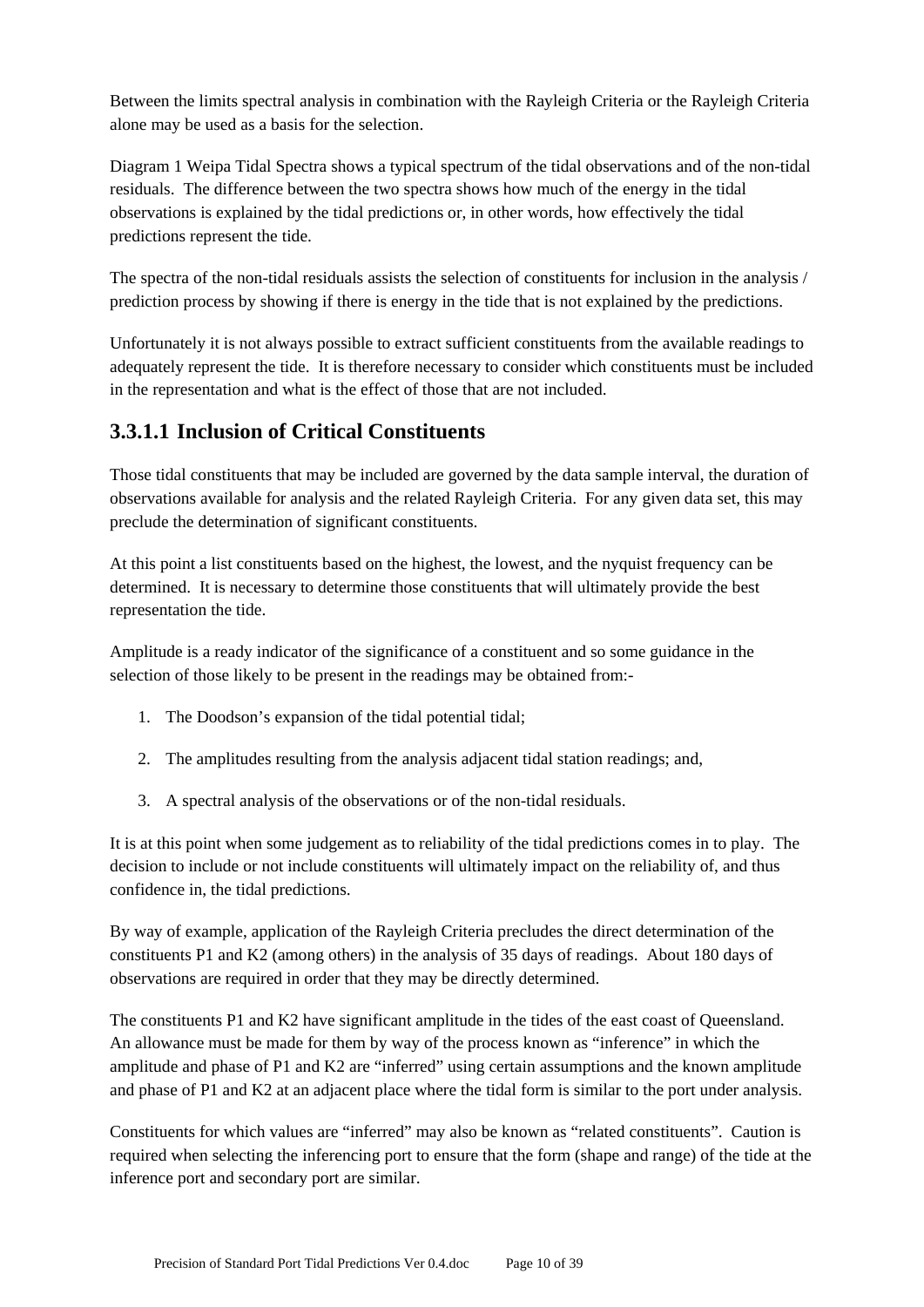Between the limits spectral analysis in combination with the Rayleigh Criteria or the Rayleigh Criteria alone may be used as a basis for the selection.

Diagram 1 Weipa Tidal Spectra shows a typical spectrum of the tidal observations and of the non-tidal residuals. The difference between the two spectra shows how much of the energy in the tidal observations is explained by the tidal predictions or, in other words, how effectively the tidal predictions represent the tide.

The spectra of the non-tidal residuals assists the selection of constituents for inclusion in the analysis / prediction process by showing if there is energy in the tide that is not explained by the predictions.

Unfortunately it is not always possible to extract sufficient constituents from the available readings to adequately represent the tide. It is therefore necessary to consider which constituents must be included in the representation and what is the effect of those that are not included.

### 3.3.1.1 Inclusion of Critical Constituents

Those tidal constituents that may be included are governed by the data sample interval, the duration of observations available for analysis and the related Rayleigh Criteria. For any given data set, this may preclude the determination of significant constituents.

At this point a list constituents based on the highest, the lowest, and the nyquist frequency can be determined. It is necessary to determine those constituents that will ultimately provide the best representation the tide.

Amplitude is a ready indicator of the significance of a constituent and so some guidance in the selection of those likely to be present in the readings may be obtained from:-

1. The Doodson's expansion of the tidal potential tidal;
2. The amplitudes resulting from the analysis adjacent tidal station readings; and,
3. A spectral analysis of the observations or of the non-tidal residuals.

It is at this point when some judgement as to reliability of the tidal predictions comes in to play. The decision to include or not include constituents will ultimately impact on the reliability of, and thus confidence in, the tidal predictions.

By way of example, application of the Rayleigh Criteria precludes the direct determination of the constituents P1 and K2 (among others) in the analysis of 35 days of readings. About 180 days of observations are required in order that they may be directly determined.

The constituents P1 and K2 have significant amplitude in the tides of the east coast of Queensland. An allowance must be made for them by way of the process known as "inference" in which the amplitude and phase of P1 and K2 are "inferred" using certain assumptions and the known amplitude and phase of P1 and K2 at an adjacent place where the tidal form is similar to the port under analysis.

Constituents for which values are "inferred" may also be known as "related constituents". Caution is required when selecting the inferencing port to ensure that the form (shape and range) of the tide at the inference port and secondary port are similar.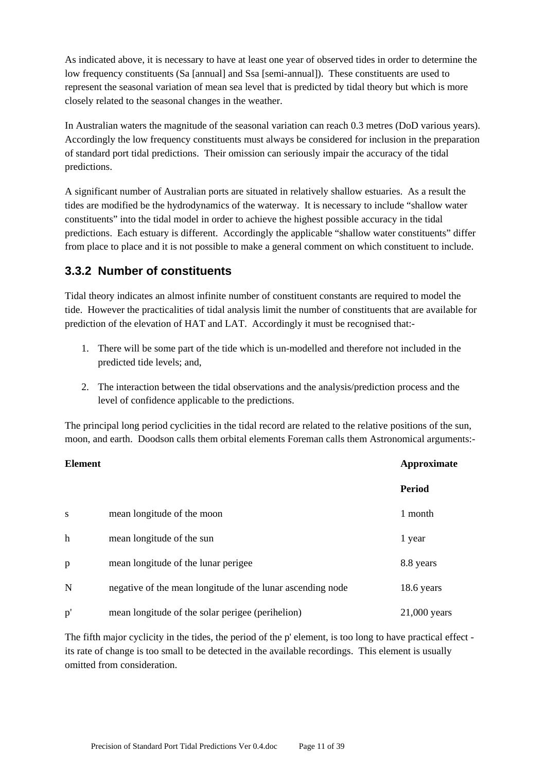As indicated above, it is necessary to have at least one year of observed tides in order to determine the low frequency constituents (Sa [annual] and Ssa [semi-annual]). These constituents are used to represent the seasonal variation of mean sea level that is predicted by tidal theory but which is more closely related to the seasonal changes in the weather.

In Australian waters the magnitude of the seasonal variation can reach 0.3 metres (DoD various years). Accordingly the low frequency constituents must always be considered for inclusion in the preparation of standard port tidal predictions. Their omission can seriously impair the accuracy of the tidal predictions.

A significant number of Australian ports are situated in relatively shallow estuaries. As a result the tides are modified be the hydrodynamics of the waterway. It is necessary to include “shallow water constituents” into the tidal model in order to achieve the highest possible accuracy in the tidal predictions. Each estuary is different. Accordingly the applicable “shallow water constituents” differ from place to place and it is not possible to make a general comment on which constituent to include.

### 3.3.2 Number of constituents

Tidal theory indicates an almost infinite number of constituent constants are required to model the tide. However the practicalities of tidal analysis limit the number of constituents that are available for prediction of the elevation of HAT and LAT. Accordingly it must be recognised that:-

1. There will be some part of the tide which is un-modelled and therefore not included in the predicted tide levels; and,
2. The interaction between the tidal observations and the analysis/prediction process and the level of confidence applicable to the predictions.

The principal long period cyclicities in the tidal record are related to the relative positions of the sun, moon, and earth. Doodson calls them orbital elements Foreman calls them Astronomical arguments:-

| **Element** | | **Approximate Period** |
|---|---|---|
| s | mean longitude of the moon | 1 month |
| h | mean longitude of the sun | 1 year |
| p | mean longitude of the lunar perigee | 8.8 years |
| N | negative of the mean longitude of the lunar ascending node | 18.6 years |
| p' | mean longitude of the solar perigee (perihelion) | 21,000 years |

The fifth major cyclicity in the tides, the period of the p' element, is too long to have practical effect - its rate of change is too small to be detected in the available recordings. This element is usually omitted from consideration.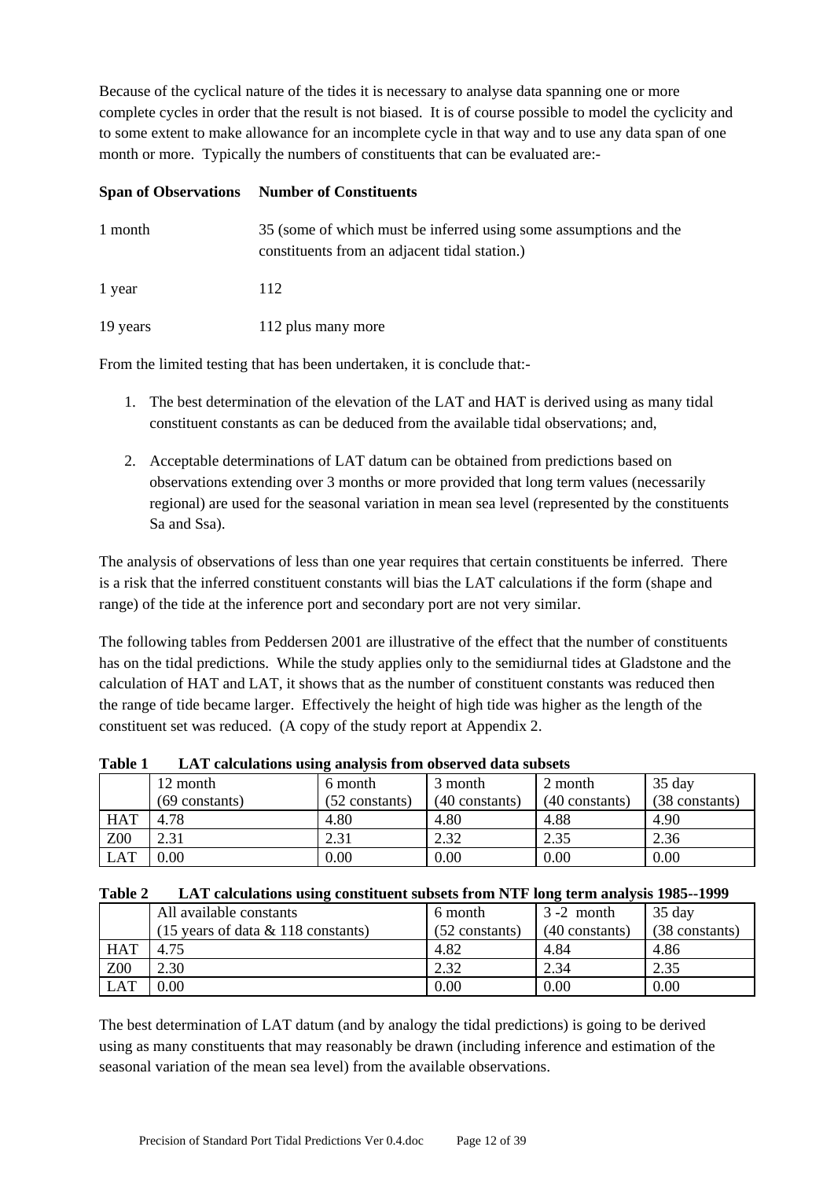Because of the cyclical nature of the tides it is necessary to analyse data spanning one or more complete cycles in order that the result is not biased. It is of course possible to model the cyclicity and to some extent to make allowance for an incomplete cycle in that way and to use any data span of one month or more. Typically the numbers of constituents that can be evaluated are:-

| **Span of Observations** | **Number of Constituents** |
|---|---|
| 1 month | 35 (some of which must be inferred using some assumptions and the constituents from an adjacent tidal station.) |
| 1 year | 112 |
| 19 years | 112 plus many more |

From the limited testing that has been undertaken, it is conclude that:-

1. The best determination of the elevation of the LAT and HAT is derived using as many tidal constituent constants as can be deduced from the available tidal observations; and,
2. Acceptable determinations of LAT datum can be obtained from predictions based on observations extending over 3 months or more provided that long term values (necessarily regional) are used for the seasonal variation in mean sea level (represented by the constituents Sa and Ssa).

The analysis of observations of less than one year requires that certain constituents be inferred. There is a risk that the inferred constituent constants will bias the LAT calculations if the form (shape and range) of the tide at the inference port and secondary port are not very similar.

The following tables from Peddersen 2001 are illustrative of the effect that the number of constituents has on the tidal predictions. While the study applies only to the semidiurnal tides at Gladstone and the calculation of HAT and LAT, it shows that as the number of constituent constants was reduced then the range of tide became larger. Effectively the height of high tide was higher as the length of the constituent set was reduced. (A copy of the study report at Appendix 2.

**Table 1 LAT calculations using analysis from observed data subsets**

| | 12 month (69 constants) | 6 month (52 constants) | 3 month (40 constants) | 2 month (40 constants) | 35 day (38 constants) |
|---|---|---|---|---|---|
| HAT | 4.78 | 4.80 | 4.80 | 4.88 | 4.90 |
| Z00 | 2.31 | 2.31 | 2.32 | 2.35 | 2.36 |
| LAT | 0.00 | 0.00 | 0.00 | 0.00 | 0.00 |

**Table 2 LAT calculations using constituent subsets from NTF long term analysis 1985--1999**

| | All available constants (15 years of data & 118 constants) | 6 month (52 constants) | 3 -2 month (40 constants) | 35 day (38 constants) |
|---|---|---|---|---|
| HAT | 4.75 | 4.82 | 4.84 | 4.86 |
| Z00 | 2.30 | 2.32 | 2.34 | 2.35 |
| LAT | 0.00 | 0.00 | 0.00 | 0.00 |

The best determination of LAT datum (and by analogy the tidal predictions) is going to be derived using as many constituents that may reasonably be drawn (including inference and estimation of the seasonal variation of the mean sea level) from the available observations.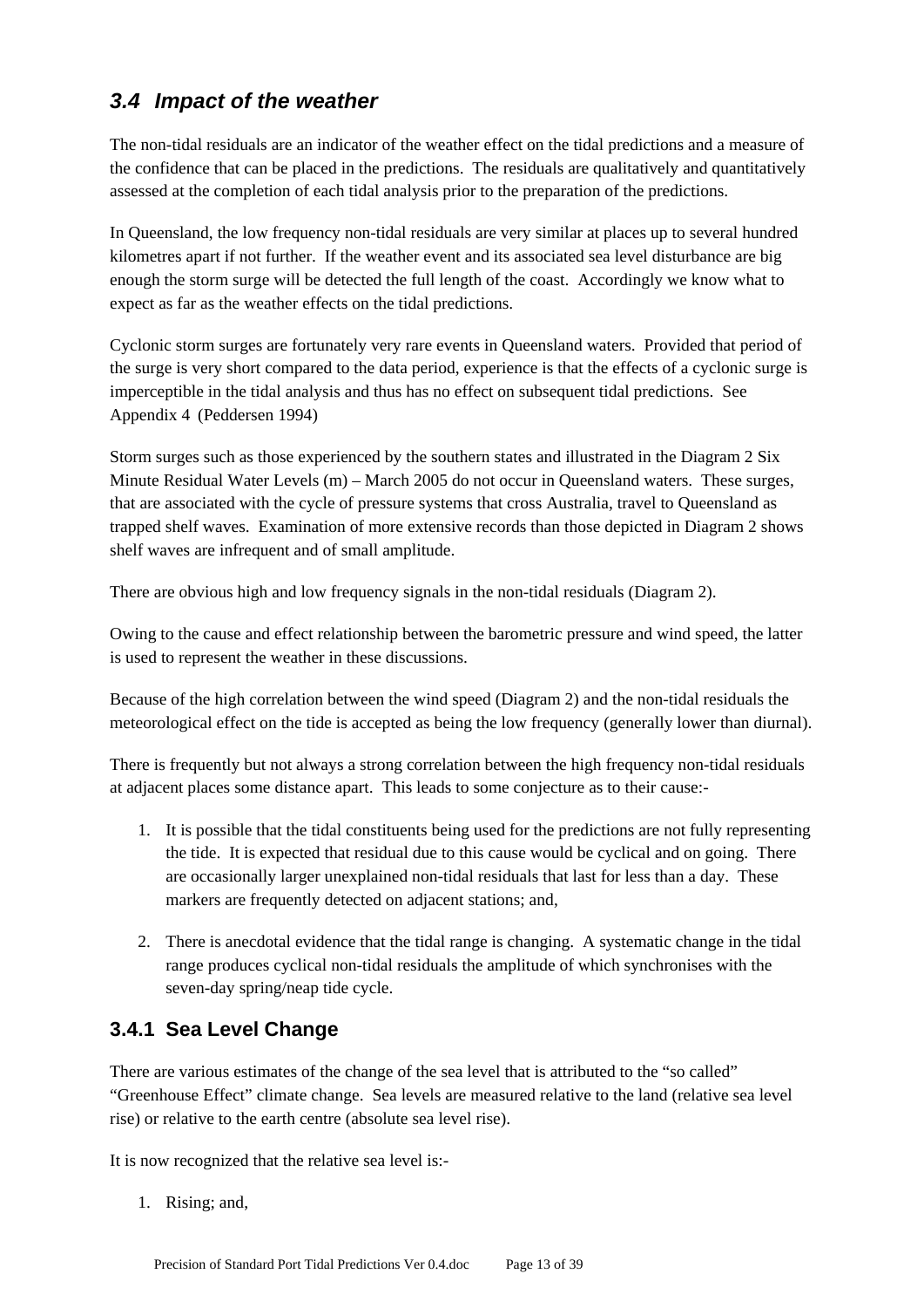## *3.4 Impact of the weather*

The non-tidal residuals are an indicator of the weather effect on the tidal predictions and a measure of the confidence that can be placed in the predictions. The residuals are qualitatively and quantitatively assessed at the completion of each tidal analysis prior to the preparation of the predictions.

In Queensland, the low frequency non-tidal residuals are very similar at places up to several hundred kilometres apart if not further. If the weather event and its associated sea level disturbance are big enough the storm surge will be detected the full length of the coast. Accordingly we know what to expect as far as the weather effects on the tidal predictions.

Cyclonic storm surges are fortunately very rare events in Queensland waters. Provided that period of the surge is very short compared to the data period, experience is that the effects of a cyclonic surge is imperceptible in the tidal analysis and thus has no effect on subsequent tidal predictions. See Appendix 4 (Peddersen 1994)

Storm surges such as those experienced by the southern states and illustrated in the Diagram 2 Six Minute Residual Water Levels (m) – March 2005 do not occur in Queensland waters. These surges, that are associated with the cycle of pressure systems that cross Australia, travel to Queensland as trapped shelf waves. Examination of more extensive records than those depicted in Diagram 2 shows shelf waves are infrequent and of small amplitude.

There are obvious high and low frequency signals in the non-tidal residuals (Diagram 2).

Owing to the cause and effect relationship between the barometric pressure and wind speed, the latter is used to represent the weather in these discussions.

Because of the high correlation between the wind speed (Diagram 2) and the non-tidal residuals the meteorological effect on the tide is accepted as being the low frequency (generally lower than diurnal).

There is frequently but not always a strong correlation between the high frequency non-tidal residuals at adjacent places some distance apart. This leads to some conjecture as to their cause:-

1. It is possible that the tidal constituents being used for the predictions are not fully representing the tide. It is expected that residual due to this cause would be cyclical and on going. There are occasionally larger unexplained non-tidal residuals that last for less than a day. These markers are frequently detected on adjacent stations; and,

2. There is anecdotal evidence that the tidal range is changing. A systematic change in the tidal range produces cyclical non-tidal residuals the amplitude of which synchronises with the seven-day spring/neap tide cycle.

### 3.4.1 Sea Level Change

There are various estimates of the change of the sea level that is attributed to the "so called" "Greenhouse Effect" climate change. Sea levels are measured relative to the land (relative sea level rise) or relative to the earth centre (absolute sea level rise).

It is now recognized that the relative sea level is:-

1. Rising; and,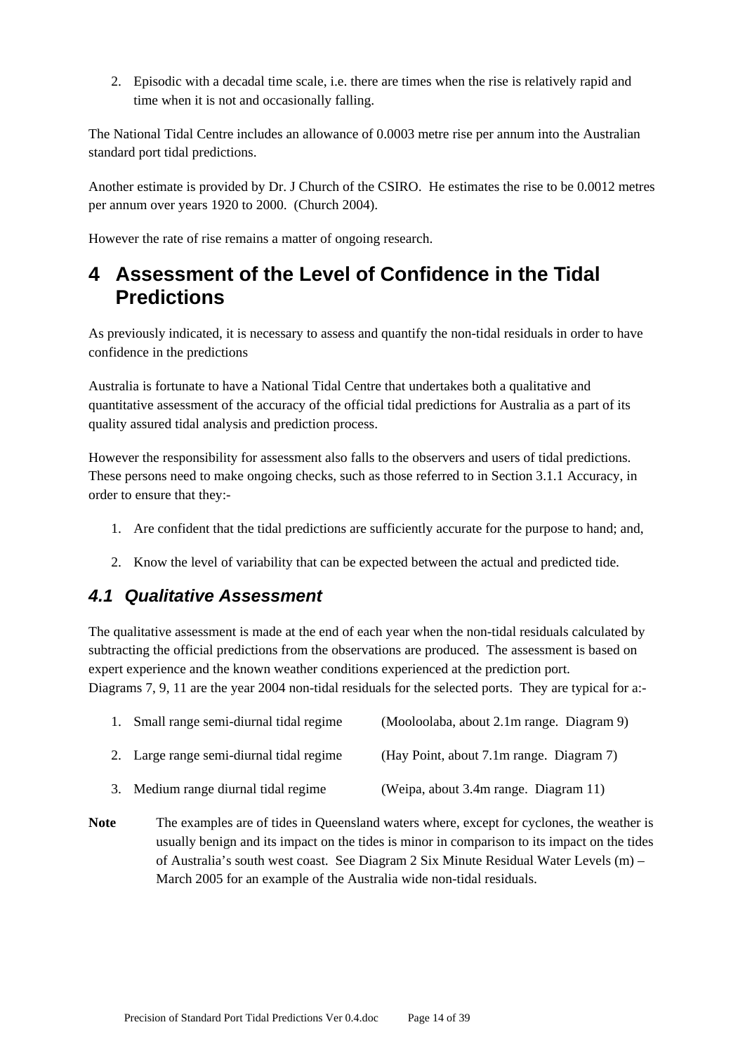2. Episodic with a decadal time scale, i.e. there are times when the rise is relatively rapid and time when it is not and occasionally falling.

The National Tidal Centre includes an allowance of 0.0003 metre rise per annum into the Australian standard port tidal predictions.

Another estimate is provided by Dr. J Church of the CSIRO. He estimates the rise to be 0.0012 metres per annum over years 1920 to 2000. (Church 2004).

However the rate of rise remains a matter of ongoing research.

# 4 Assessment of the Level of Confidence in the Tidal Predictions

As previously indicated, it is necessary to assess and quantify the non-tidal residuals in order to have confidence in the predictions

Australia is fortunate to have a National Tidal Centre that undertakes both a qualitative and quantitative assessment of the accuracy of the official tidal predictions for Australia as a part of its quality assured tidal analysis and prediction process.

However the responsibility for assessment also falls to the observers and users of tidal predictions. These persons need to make ongoing checks, such as those referred to in Section 3.1.1 Accuracy, in order to ensure that they:-

1. Are confident that the tidal predictions are sufficiently accurate for the purpose to hand; and,
2. Know the level of variability that can be expected between the actual and predicted tide.

## *4.1 Qualitative Assessment*

The qualitative assessment is made at the end of each year when the non-tidal residuals calculated by subtracting the official predictions from the observations are produced. The assessment is based on expert experience and the known weather conditions experienced at the prediction port. Diagrams 7, 9, 11 are the year 2004 non-tidal residuals for the selected ports. They are typical for a:-

1. Small range semi-diurnal tidal regime (Mooloolaba, about 2.1m range. Diagram 9)
2. Large range semi-diurnal tidal regime (Hay Point, about 7.1m range. Diagram 7)
3. Medium range diurnal tidal regime (Weipa, about 3.4m range. Diagram 11)

**Note** The examples are of tides in Queensland waters where, except for cyclones, the weather is usually benign and its impact on the tides is minor in comparison to its impact on the tides of Australia's south west coast. See Diagram 2 Six Minute Residual Water Levels (m) – March 2005 for an example of the Australia wide non-tidal residuals.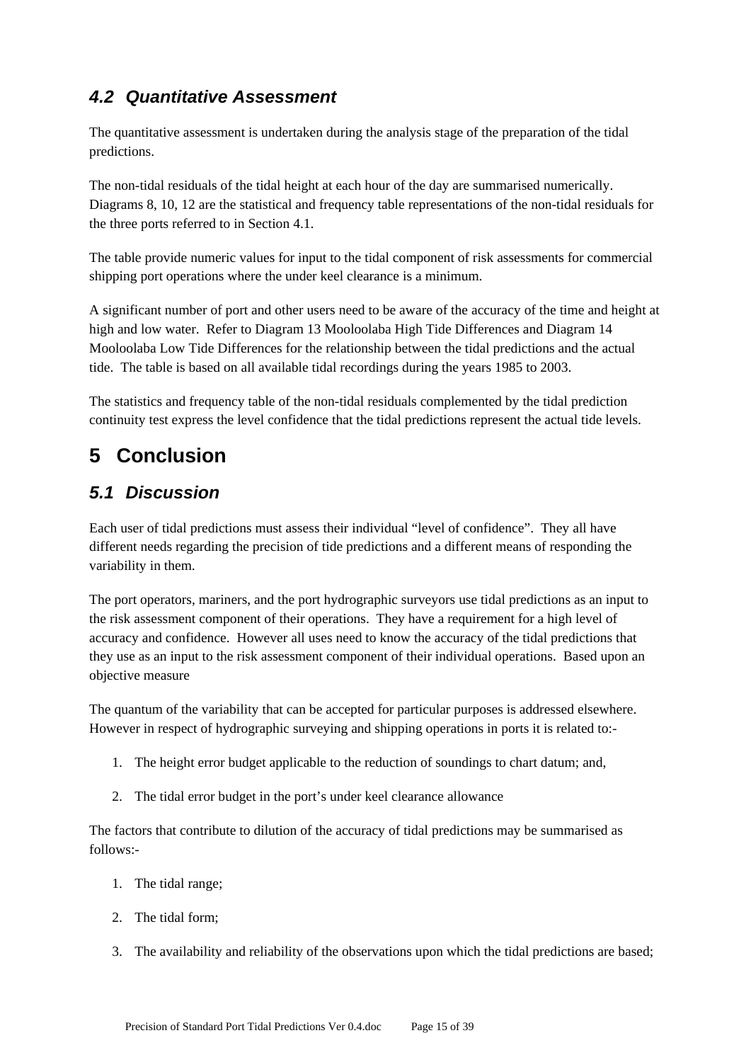### *4.2 Quantitative Assessment*

The quantitative assessment is undertaken during the analysis stage of the preparation of the tidal predictions.

The non-tidal residuals of the tidal height at each hour of the day are summarised numerically. Diagrams 8, 10, 12 are the statistical and frequency table representations of the non-tidal residuals for the three ports referred to in Section 4.1.

The table provide numeric values for input to the tidal component of risk assessments for commercial shipping port operations where the under keel clearance is a minimum.

A significant number of port and other users need to be aware of the accuracy of the time and height at high and low water. Refer to Diagram 13 Mooloolaba High Tide Differences and Diagram 14 Mooloolaba Low Tide Differences for the relationship between the tidal predictions and the actual tide. The table is based on all available tidal recordings during the years 1985 to 2003.

The statistics and frequency table of the non-tidal residuals complemented by the tidal prediction continuity test express the level confidence that the tidal predictions represent the actual tide levels.

## 5 Conclusion

### *5.1 Discussion*

Each user of tidal predictions must assess their individual "level of confidence". They all have different needs regarding the precision of tide predictions and a different means of responding the variability in them.

The port operators, mariners, and the port hydrographic surveyors use tidal predictions as an input to the risk assessment component of their operations. They have a requirement for a high level of accuracy and confidence. However all uses need to know the accuracy of the tidal predictions that they use as an input to the risk assessment component of their individual operations. Based upon an objective measure

The quantum of the variability that can be accepted for particular purposes is addressed elsewhere. However in respect of hydrographic surveying and shipping operations in ports it is related to:-

1. The height error budget applicable to the reduction of soundings to chart datum; and,
2. The tidal error budget in the port's under keel clearance allowance

The factors that contribute to dilution of the accuracy of tidal predictions may be summarised as follows:-

1. The tidal range;
2. The tidal form;
3. The availability and reliability of the observations upon which the tidal predictions are based;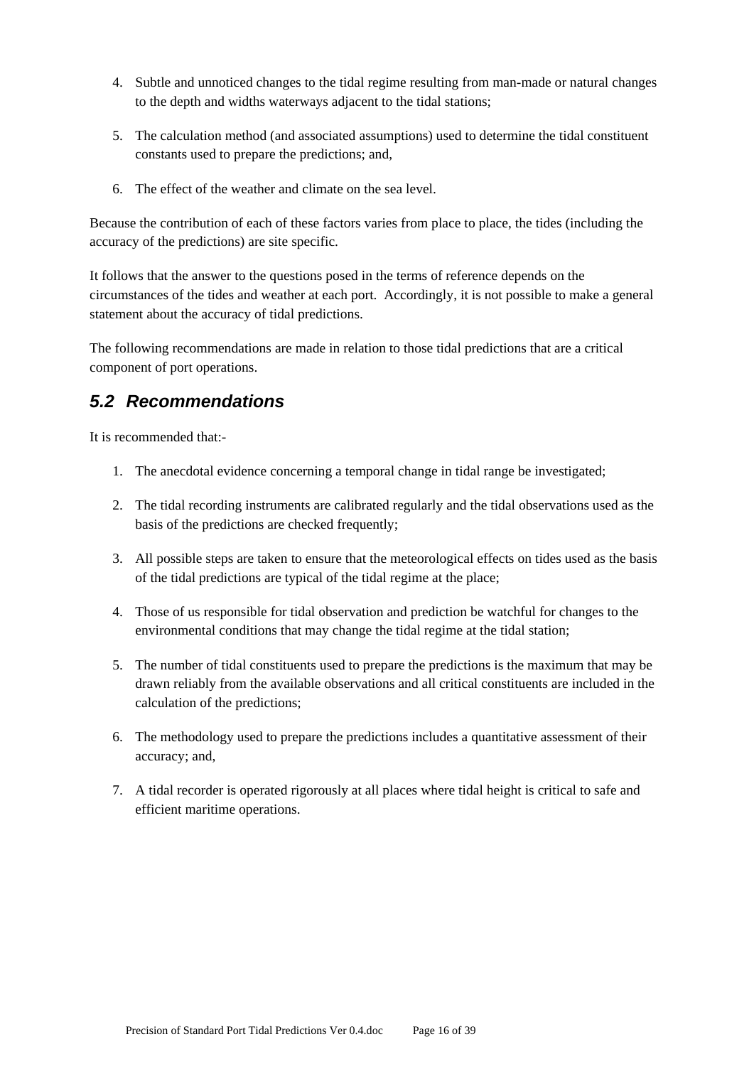4. Subtle and unnoticed changes to the tidal regime resulting from man-made or natural changes to the depth and widths waterways adjacent to the tidal stations;

5. The calculation method (and associated assumptions) used to determine the tidal constituent constants used to prepare the predictions; and,

6. The effect of the weather and climate on the sea level.

Because the contribution of each of these factors varies from place to place, the tides (including the accuracy of the predictions) are site specific.

It follows that the answer to the questions posed in the terms of reference depends on the circumstances of the tides and weather at each port. Accordingly, it is not possible to make a general statement about the accuracy of tidal predictions.

The following recommendations are made in relation to those tidal predictions that are a critical component of port operations.

## *5.2 Recommendations*

It is recommended that:-

1. The anecdotal evidence concerning a temporal change in tidal range be investigated;

2. The tidal recording instruments are calibrated regularly and the tidal observations used as the basis of the predictions are checked frequently;

3. All possible steps are taken to ensure that the meteorological effects on tides used as the basis of the tidal predictions are typical of the tidal regime at the place;

4. Those of us responsible for tidal observation and prediction be watchful for changes to the environmental conditions that may change the tidal regime at the tidal station;

5. The number of tidal constituents used to prepare the predictions is the maximum that may be drawn reliably from the available observations and all critical constituents are included in the calculation of the predictions;

6. The methodology used to prepare the predictions includes a quantitative assessment of their accuracy; and,

7. A tidal recorder is operated rigorously at all places where tidal height is critical to safe and efficient maritime operations.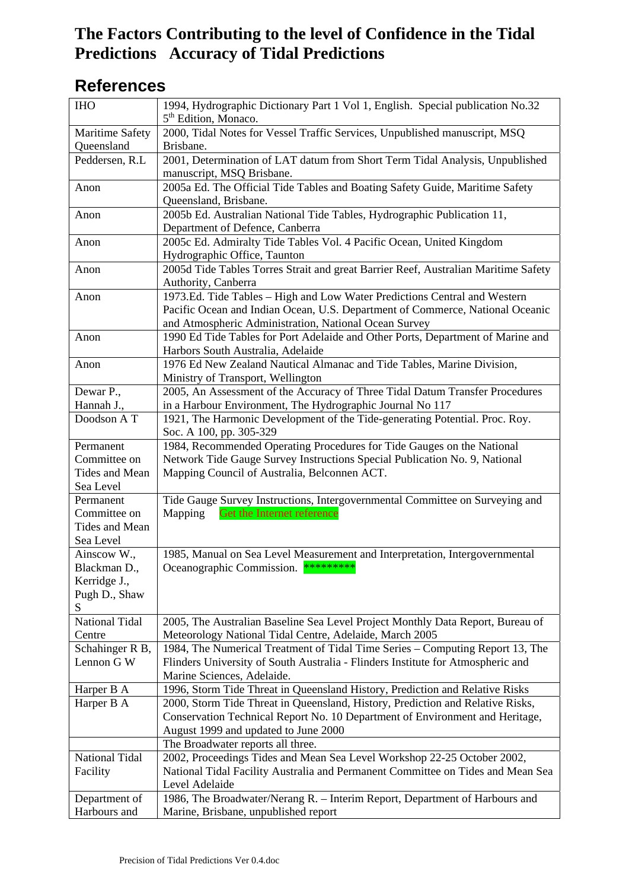# The Factors Contributing to the level of Confidence in the Tidal Predictions Accuracy of Tidal Predictions

## References

| | |
|---|---|
| IHO | 1994, Hydrographic Dictionary Part 1 Vol 1, English. Special publication No.32 5th Edition, Monaco. |
| Maritime Safety Queensland | 2000, Tidal Notes for Vessel Traffic Services, Unpublished manuscript, MSQ Brisbane. |
| Peddersen, R.L | 2001, Determination of LAT datum from Short Term Tidal Analysis, Unpublished manuscript, MSQ Brisbane. |
| Anon | 2005a Ed. The Official Tide Tables and Boating Safety Guide, Maritime Safety Queensland, Brisbane. |
| Anon | 2005b Ed. Australian National Tide Tables, Hydrographic Publication 11, Department of Defence, Canberra |
| Anon | 2005c Ed. Admiralty Tide Tables Vol. 4 Pacific Ocean, United Kingdom Hydrographic Office, Taunton |
| Anon | 2005d Tide Tables Torres Strait and great Barrier Reef, Australian Maritime Safety Authority, Canberra |
| Anon | 1973.Ed. Tide Tables – High and Low Water Predictions Central and Western Pacific Ocean and Indian Ocean, U.S. Department of Commerce, National Oceanic and Atmospheric Administration, National Ocean Survey |
| Anon | 1990 Ed Tide Tables for Port Adelaide and Other Ports, Department of Marine and Harbors South Australia, Adelaide |
| Anon | 1976 Ed New Zealand Nautical Almanac and Tide Tables, Marine Division, Ministry of Transport, Wellington |
| Dewar P., Hannah J., | 2005, An Assessment of the Accuracy of Three Tidal Datum Transfer Procedures in a Harbour Environment, The Hydrographic Journal No 117 |
| Doodson A T | 1921, The Harmonic Development of the Tide-generating Potential. Proc. Roy. Soc. A 100, pp. 305-329 |
| Permanent Committee on Tides and Mean Sea Level | 1984, Recommended Operating Procedures for Tide Gauges on the National Network Tide Gauge Survey Instructions Special Publication No. 9, National Mapping Council of Australia, Belconnen ACT. |
| Permanent Committee on Tides and Mean Sea Level | Tide Gauge Survey Instructions, Intergovernmental Committee on Surveying and Mapping Get the Internet reference |
| Ainscow W., Blackman D., Kerridge J., Pugh D., Shaw S | 1985, Manual on Sea Level Measurement and Interpretation, Intergovernmental Oceanographic Commission. ********* |
| National Tidal Centre | 2005, The Australian Baseline Sea Level Project Monthly Data Report, Bureau of Meteorology National Tidal Centre, Adelaide, March 2005 |
| Schahinger R B, Lennon G W | 1984, The Numerical Treatment of Tidal Time Series – Computing Report 13, The Flinders University of South Australia - Flinders Institute for Atmospheric and Marine Sciences, Adelaide. |
| Harper B A | 1996, Storm Tide Threat in Queensland History, Prediction and Relative Risks |
| Harper B A | 2000, Storm Tide Threat in Queensland, History, Prediction and Relative Risks, Conservation Technical Report No. 10 Department of Environment and Heritage, August 1999 and updated to June 2000 |
| | The Broadwater reports all three. |
| National Tidal Facility | 2002, Proceedings Tides and Mean Sea Level Workshop 22-25 October 2002, National Tidal Facility Australia and Permanent Committee on Tides and Mean Sea Level Adelaide |
| Department of Harbours and | 1986, The Broadwater/Nerang R. – Interim Report, Department of Harbours and Marine, Brisbane, unpublished report |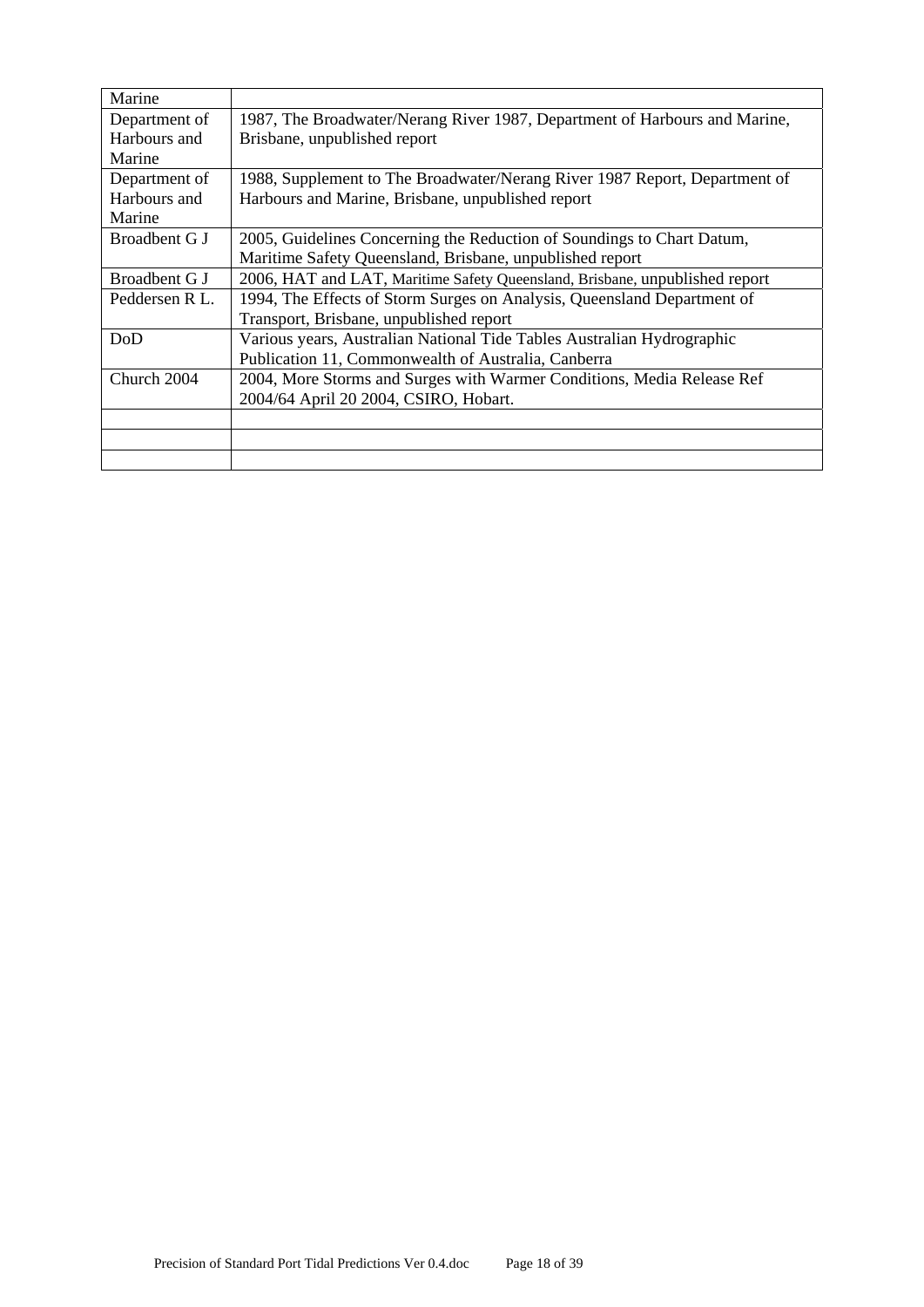| | |
|---|---|
| Marine | |
| Department of Harbours and Marine | 1987, The Broadwater/Nerang River 1987, Department of Harbours and Marine, Brisbane, unpublished report |
| Department of Harbours and Marine | 1988, Supplement to The Broadwater/Nerang River 1987 Report, Department of Harbours and Marine, Brisbane, unpublished report |
| Broadbent G J | 2005, Guidelines Concerning the Reduction of Soundings to Chart Datum, Maritime Safety Queensland, Brisbane, unpublished report |
| Broadbent G J | 2006, HAT and LAT, Maritime Safety Queensland, Brisbane, unpublished report |
| Peddersen R L. | 1994, The Effects of Storm Surges on Analysis, Queensland Department of Transport, Brisbane, unpublished report |
| DoD | Various years, Australian National Tide Tables Australian Hydrographic Publication 11, Commonwealth of Australia, Canberra |
| Church 2004 | 2004, More Storms and Surges with Warmer Conditions, Media Release Ref 2004/64 April 20 2004, CSIRO, Hobart. |
| | |
| | |
| | |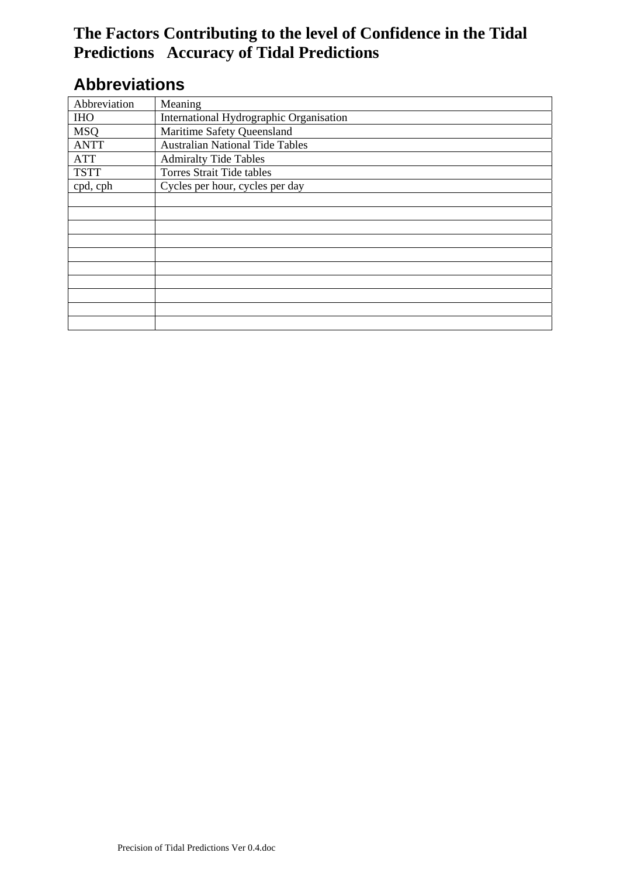# The Factors Contributing to the level of Confidence in the Tidal Predictions Accuracy of Tidal Predictions

## Abbreviations

| Abbreviation | Meaning |
|---|---|
| IHO | International Hydrographic Organisation |
| MSQ | Maritime Safety Queensland |
| ANTT | Australian National Tide Tables |
| ATT | Admiralty Tide Tables |
| TSTT | Torres Strait Tide tables |
| cpd, cph | Cycles per hour, cycles per day |
| | |
| | |
| | |
| | |
| | |
| | |
| | |
| | |
| | |
| | |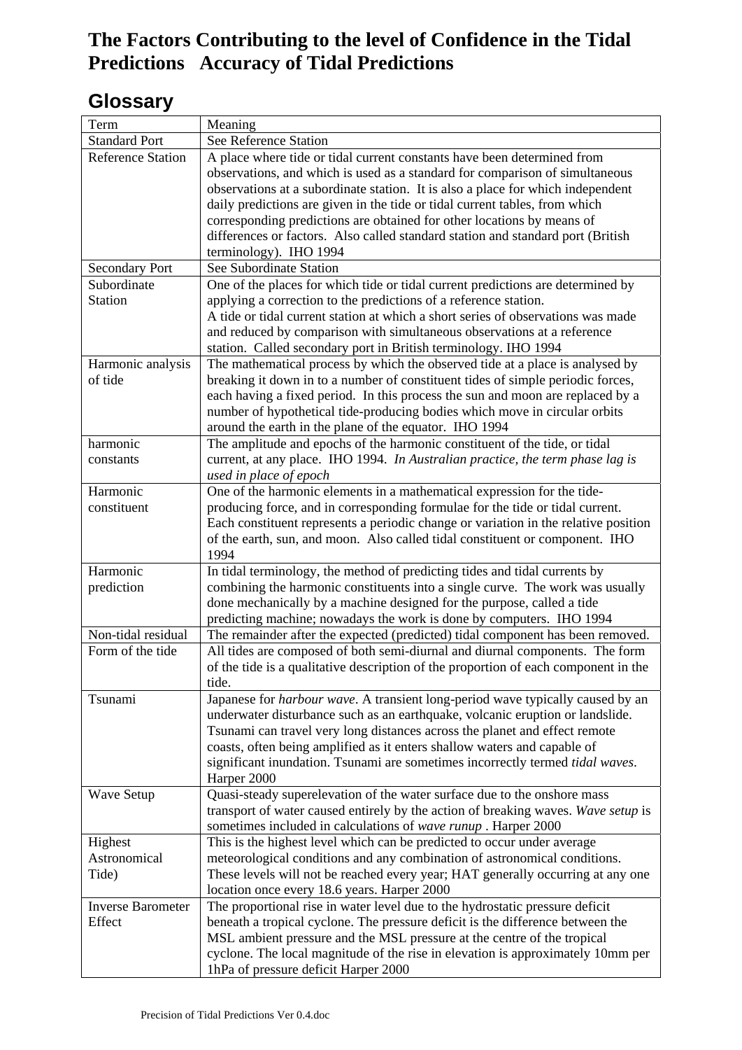# The Factors Contributing to the level of Confidence in the Tidal Predictions Accuracy of Tidal Predictions

## Glossary

| Term | Meaning |
|---|---|
| Standard Port | See Reference Station |
| Reference Station | A place where tide or tidal current constants have been determined from observations, and which is used as a standard for comparison of simultaneous observations at a subordinate station. It is also a place for which independent daily predictions are given in the tide or tidal current tables, from which corresponding predictions are obtained for other locations by means of differences or factors. Also called standard station and standard port (British terminology). IHO 1994 |
| Secondary Port | See Subordinate Station |
| Subordinate Station | One of the places for which tide or tidal current predictions are determined by applying a correction to the predictions of a reference station. A tide or tidal current station at which a short series of observations was made and reduced by comparison with simultaneous observations at a reference station. Called secondary port in British terminology. IHO 1994 |
| Harmonic analysis of tide | The mathematical process by which the observed tide at a place is analysed by breaking it down in to a number of constituent tides of simple periodic forces, each having a fixed period. In this process the sun and moon are replaced by a number of hypothetical tide-producing bodies which move in circular orbits around the earth in the plane of the equator. IHO 1994 |
| harmonic constants | The amplitude and epochs of the harmonic constituent of the tide, or tidal current, at any place. IHO 1994. *In Australian practice, the term phase lag is used in place of epoch* |
| Harmonic constituent | One of the harmonic elements in a mathematical expression for the tide-producing force, and in corresponding formulae for the tide or tidal current. Each constituent represents a periodic change or variation in the relative position of the earth, sun, and moon. Also called tidal constituent or component. IHO 1994 |
| Harmonic prediction | In tidal terminology, the method of predicting tides and tidal currents by combining the harmonic constituents into a single curve. The work was usually done mechanically by a machine designed for the purpose, called a tide predicting machine; nowadays the work is done by computers. IHO 1994 |
| Non-tidal residual | The remainder after the expected (predicted) tidal component has been removed. |
| Form of the tide | All tides are composed of both semi-diurnal and diurnal components. The form of the tide is a qualitative description of the proportion of each component in the tide. |
| Tsunami | Japanese for *harbour wave*. A transient long-period wave typically caused by an underwater disturbance such as an earthquake, volcanic eruption or landslide. Tsunami can travel very long distances across the planet and effect remote coasts, often being amplified as it enters shallow waters and capable of significant inundation. Tsunami are sometimes incorrectly termed *tidal waves*. Harper 2000 |
| Wave Setup | Quasi-steady superelevation of the water surface due to the onshore mass transport of water caused entirely by the action of breaking waves. *Wave setup* is sometimes included in calculations of *wave runup* . Harper 2000 |
| Highest Astronomical Tide) | This is the highest level which can be predicted to occur under average meteorological conditions and any combination of astronomical conditions. These levels will not be reached every year; HAT generally occurring at any one location once every 18.6 years. Harper 2000 |
| Inverse Barometer Effect | The proportional rise in water level due to the hydrostatic pressure deficit beneath a tropical cyclone. The pressure deficit is the difference between the MSL ambient pressure and the MSL pressure at the centre of the tropical cyclone. The local magnitude of the rise in elevation is approximately 10mm per 1hPa of pressure deficit Harper 2000 |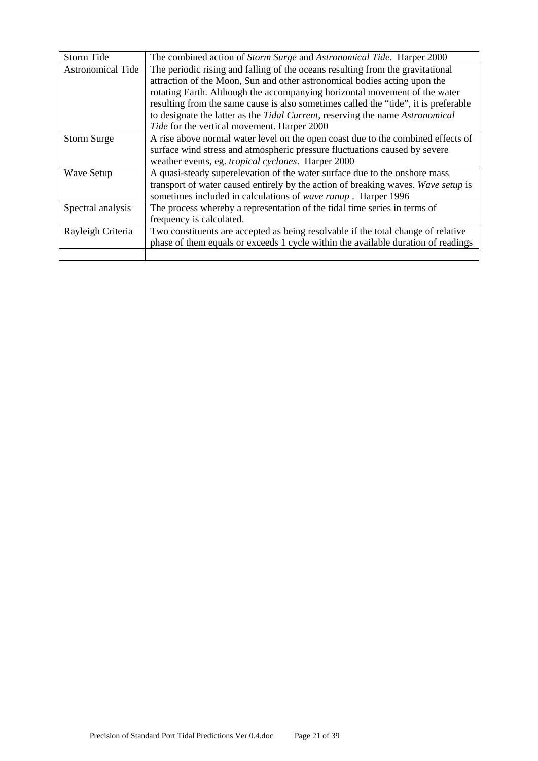| | |
|---|---|
| Storm Tide | The combined action of *Storm Surge* and *Astronomical Tide*. Harper 2000 |
| Astronomical Tide | The periodic rising and falling of the oceans resulting from the gravitational attraction of the Moon, Sun and other astronomical bodies acting upon the rotating Earth. Although the accompanying horizontal movement of the water resulting from the same cause is also sometimes called the "tide", it is preferable to designate the latter as the *Tidal Current*, reserving the name *Astronomical Tide* for the vertical movement. Harper 2000 |
| Storm Surge | A rise above normal water level on the open coast due to the combined effects of surface wind stress and atmospheric pressure fluctuations caused by severe weather events, eg. *tropical cyclones*. Harper 2000 |
| Wave Setup | A quasi-steady superelevation of the water surface due to the onshore mass transport of water caused entirely by the action of breaking waves. *Wave setup* is sometimes included in calculations of *wave runup* . Harper 1996 |
| Spectral analysis | The process whereby a representation of the tidal time series in terms of frequency is calculated. |
| Rayleigh Criteria | Two constituents are accepted as being resolvable if the total change of relative phase of them equals or exceeds 1 cycle within the available duration of readings |
| | |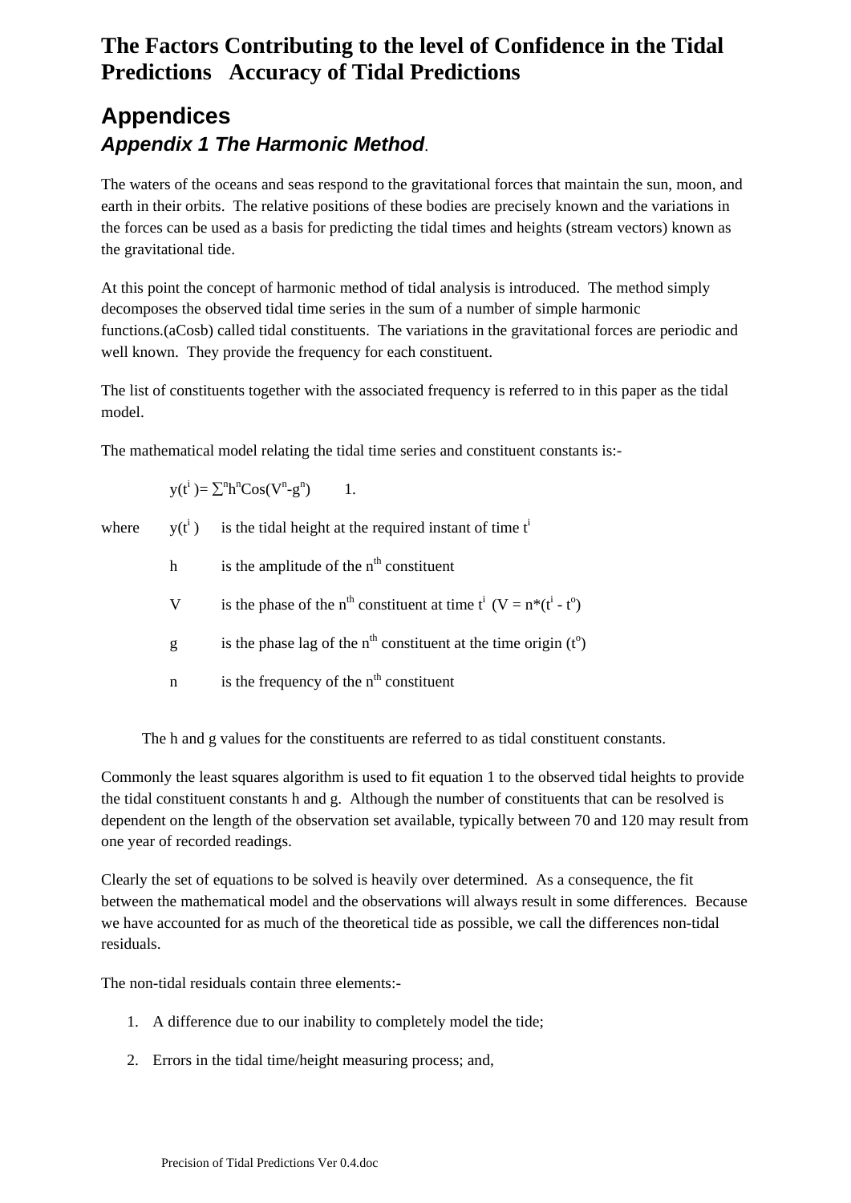# The Factors Contributing to the level of Confidence in the Tidal Predictions Accuracy of Tidal Predictions

## Appendices

### *Appendix 1 The Harmonic Method*.

The waters of the oceans and seas respond to the gravitational forces that maintain the sun, moon, and earth in their orbits. The relative positions of these bodies are precisely known and the variations in the forces can be used as a basis for predicting the tidal times and heights (stream vectors) known as the gravitational tide.

At this point the concept of harmonic method of tidal analysis is introduced. The method simply decomposes the observed tidal time series in the sum of a number of simple harmonic functions.(aCosb) called tidal constituents. The variations in the gravitational forces are periodic and well known. They provide the frequency for each constituent.

The list of constituents together with the associated frequency is referred to in this paper as the tidal model.

The mathematical model relating the tidal time series and constituent constants is:-

$$y(t^i) = \sum^n h^n \cos(V^n - g^n) \qquad 1.$$

where

- $y(t^i)$ is the tidal height at the required instant of time $t^i$
- h is the amplitude of the $n^{th}$ constituent
- V is the phase of the $n^{th}$ constituent at time $t^i$ ($V = n*(t^i - t^o)$)
- g is the phase lag of the $n^{th}$ constituent at the time origin ($t^o$)
- n is the frequency of the $n^{th}$ constituent

The h and g values for the constituents are referred to as tidal constituent constants.

Commonly the least squares algorithm is used to fit equation 1 to the observed tidal heights to provide the tidal constituent constants h and g. Although the number of constituents that can be resolved is dependent on the length of the observation set available, typically between 70 and 120 may result from one year of recorded readings.

Clearly the set of equations to be solved is heavily over determined. As a consequence, the fit between the mathematical model and the observations will always result in some differences. Because we have accounted for as much of the theoretical tide as possible, we call the differences non-tidal residuals.

The non-tidal residuals contain three elements:-

1. A difference due to our inability to completely model the tide;
2. Errors in the tidal time/height measuring process; and,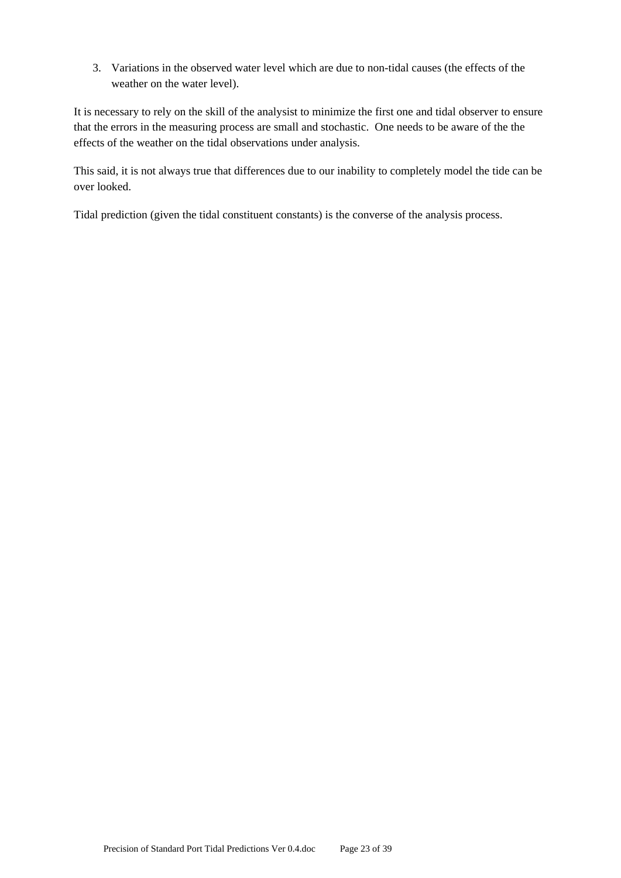3. Variations in the observed water level which are due to non-tidal causes (the effects of the weather on the water level).

It is necessary to rely on the skill of the analysist to minimize the first one and tidal observer to ensure that the errors in the measuring process are small and stochastic. One needs to be aware of the the effects of the weather on the tidal observations under analysis.

This said, it is not always true that differences due to our inability to completely model the tide can be over looked.

Tidal prediction (given the tidal constituent constants) is the converse of the analysis process.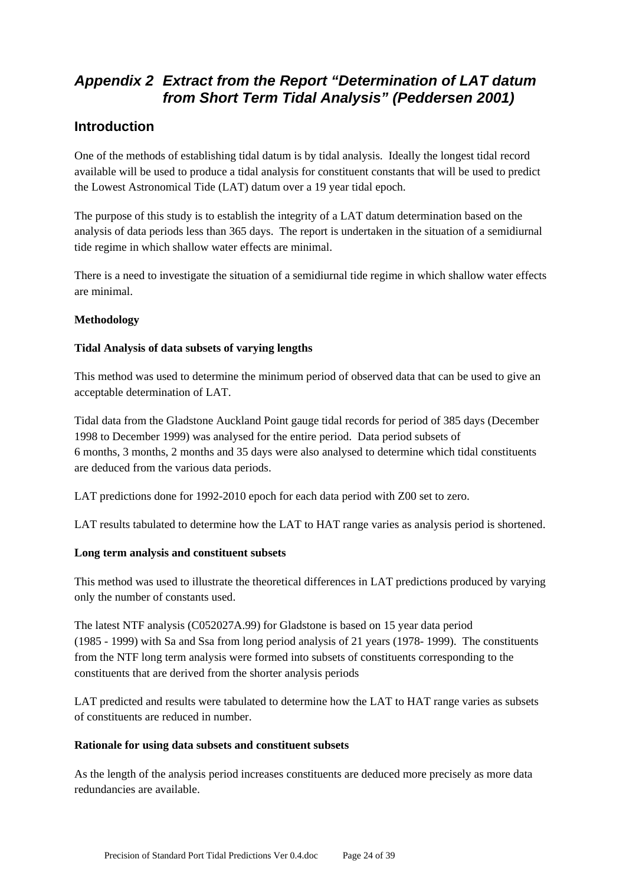# *Appendix 2 Extract from the Report "Determination of LAT datum from Short Term Tidal Analysis" (Peddersen 2001)*

## Introduction

One of the methods of establishing tidal datum is by tidal analysis. Ideally the longest tidal record available will be used to produce a tidal analysis for constituent constants that will be used to predict the Lowest Astronomical Tide (LAT) datum over a 19 year tidal epoch.

The purpose of this study is to establish the integrity of a LAT datum determination based on the analysis of data periods less than 365 days. The report is undertaken in the situation of a semidiurnal tide regime in which shallow water effects are minimal.

There is a need to investigate the situation of a semidiurnal tide regime in which shallow water effects are minimal.

**Methodology**

**Tidal Analysis of data subsets of varying lengths**

This method was used to determine the minimum period of observed data that can be used to give an acceptable determination of LAT.

Tidal data from the Gladstone Auckland Point gauge tidal records for period of 385 days (December 1998 to December 1999) was analysed for the entire period. Data period subsets of 6 months, 3 months, 2 months and 35 days were also analysed to determine which tidal constituents are deduced from the various data periods.

LAT predictions done for 1992-2010 epoch for each data period with Z00 set to zero.

LAT results tabulated to determine how the LAT to HAT range varies as analysis period is shortened.

**Long term analysis and constituent subsets**

This method was used to illustrate the theoretical differences in LAT predictions produced by varying only the number of constants used.

The latest NTF analysis (C052027A.99) for Gladstone is based on 15 year data period (1985 - 1999) with Sa and Ssa from long period analysis of 21 years (1978- 1999). The constituents from the NTF long term analysis were formed into subsets of constituents corresponding to the constituents that are derived from the shorter analysis periods

LAT predicted and results were tabulated to determine how the LAT to HAT range varies as subsets of constituents are reduced in number.

**Rationale for using data subsets and constituent subsets**

As the length of the analysis period increases constituents are deduced more precisely as more data redundancies are available.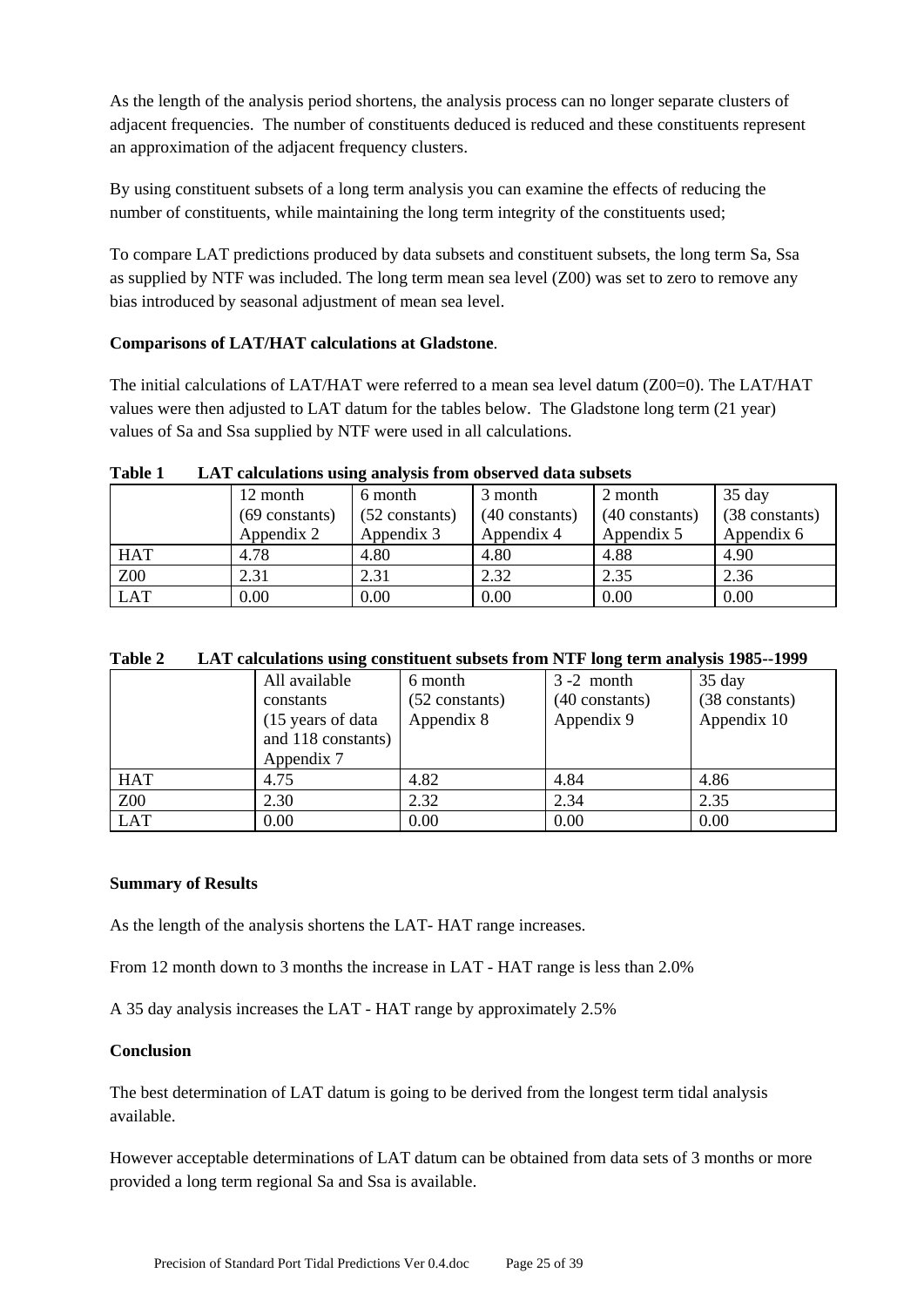As the length of the analysis period shortens, the analysis process can no longer separate clusters of adjacent frequencies. The number of constituents deduced is reduced and these constituents represent an approximation of the adjacent frequency clusters.

By using constituent subsets of a long term analysis you can examine the effects of reducing the number of constituents, while maintaining the long term integrity of the constituents used;

To compare LAT predictions produced by data subsets and constituent subsets, the long term Sa, Ssa as supplied by NTF was included. The long term mean sea level (Z00) was set to zero to remove any bias introduced by seasonal adjustment of mean sea level.

**Comparisons of LAT/HAT calculations at Gladstone**.

The initial calculations of LAT/HAT were referred to a mean sea level datum (Z00=0). The LAT/HAT values were then adjusted to LAT datum for the tables below. The Gladstone long term (21 year) values of Sa and Ssa supplied by NTF were used in all calculations.

**Table 1 LAT calculations using analysis from observed data subsets**

| | 12 month (69 constants) Appendix 2 | 6 month (52 constants) Appendix 3 | 3 month (40 constants) Appendix 4 | 2 month (40 constants) Appendix 5 | 35 day (38 constants) Appendix 6 |
|---|---|---|---|---|---|
| HAT | 4.78 | 4.80 | 4.80 | 4.88 | 4.90 |
| Z00 | 2.31 | 2.31 | 2.32 | 2.35 | 2.36 |
| LAT | 0.00 | 0.00 | 0.00 | 0.00 | 0.00 |

**Table 2 LAT calculations using constituent subsets from NTF long term analysis 1985--1999**

| | All available constants (15 years of data and 118 constants) Appendix 7 | 6 month (52 constants) Appendix 8 | 3 -2 month (40 constants) Appendix 9 | 35 day (38 constants) Appendix 10 |
|---|---|---|---|---|
| HAT | 4.75 | 4.82 | 4.84 | 4.86 |
| Z00 | 2.30 | 2.32 | 2.34 | 2.35 |
| LAT | 0.00 | 0.00 | 0.00 | 0.00 |

**Summary of Results**

As the length of the analysis shortens the LAT- HAT range increases.

From 12 month down to 3 months the increase in LAT - HAT range is less than 2.0%

A 35 day analysis increases the LAT - HAT range by approximately 2.5%

**Conclusion**

The best determination of LAT datum is going to be derived from the longest term tidal analysis available.

However acceptable determinations of LAT datum can be obtained from data sets of 3 months or more provided a long term regional Sa and Ssa is available.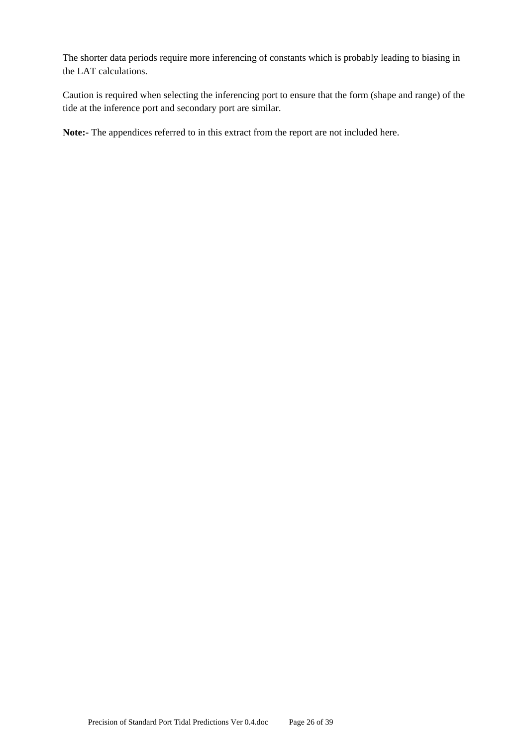The shorter data periods require more inferencing of constants which is probably leading to biasing in the LAT calculations.

Caution is required when selecting the inferencing port to ensure that the form (shape and range) of the tide at the inference port and secondary port are similar.

**Note:-** The appendices referred to in this extract from the report are not included here.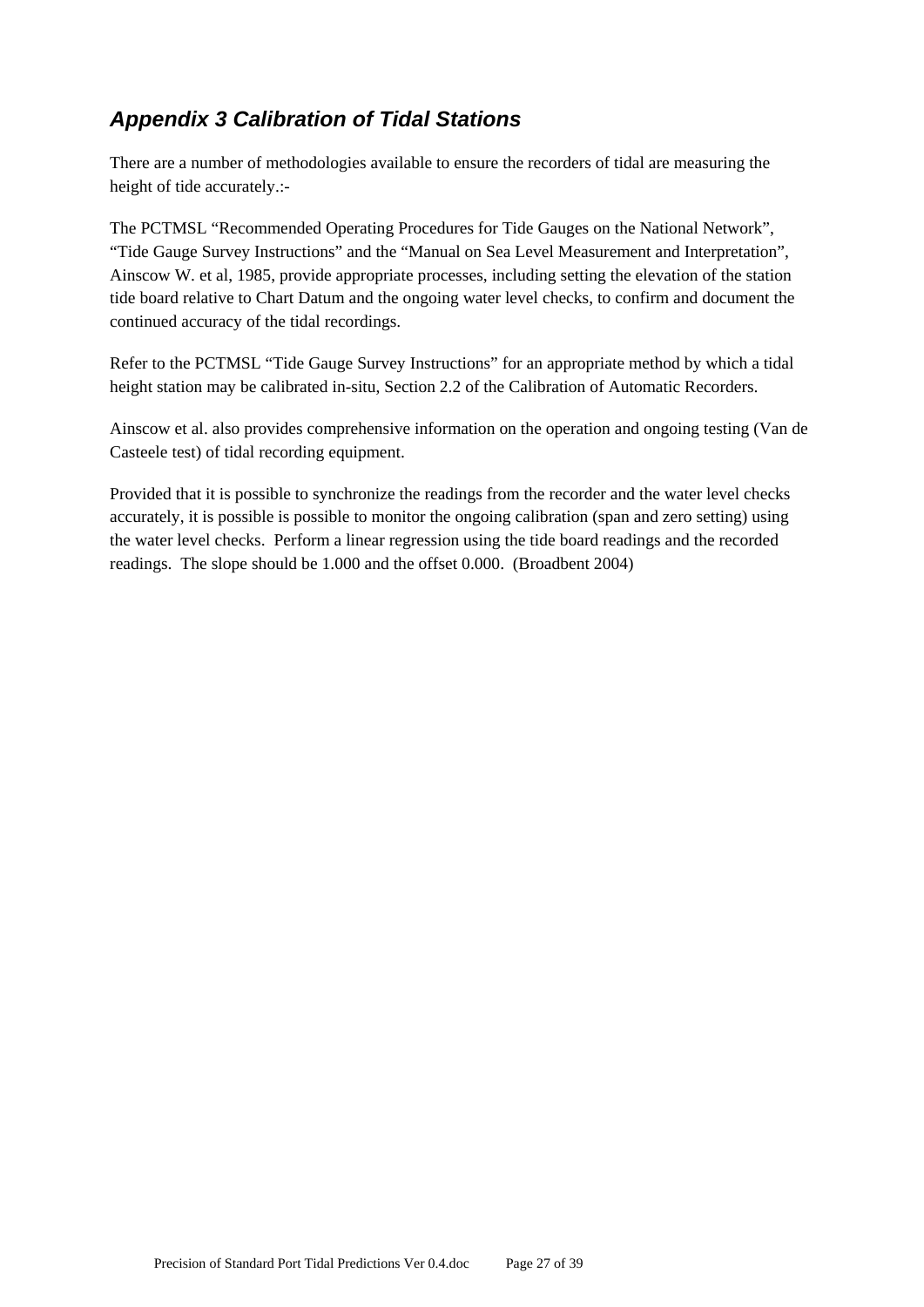## *Appendix 3 Calibration of Tidal Stations*

There are a number of methodologies available to ensure the recorders of tidal are measuring the height of tide accurately.:-

The PCTMSL "Recommended Operating Procedures for Tide Gauges on the National Network", "Tide Gauge Survey Instructions" and the "Manual on Sea Level Measurement and Interpretation", Ainscow W. et al, 1985, provide appropriate processes, including setting the elevation of the station tide board relative to Chart Datum and the ongoing water level checks, to confirm and document the continued accuracy of the tidal recordings.

Refer to the PCTMSL "Tide Gauge Survey Instructions" for an appropriate method by which a tidal height station may be calibrated in-situ, Section 2.2 of the Calibration of Automatic Recorders.

Ainscow et al. also provides comprehensive information on the operation and ongoing testing (Van de Casteele test) of tidal recording equipment.

Provided that it is possible to synchronize the readings from the recorder and the water level checks accurately, it is possible is possible to monitor the ongoing calibration (span and zero setting) using the water level checks. Perform a linear regression using the tide board readings and the recorded readings. The slope should be 1.000 and the offset 0.000. (Broadbent 2004)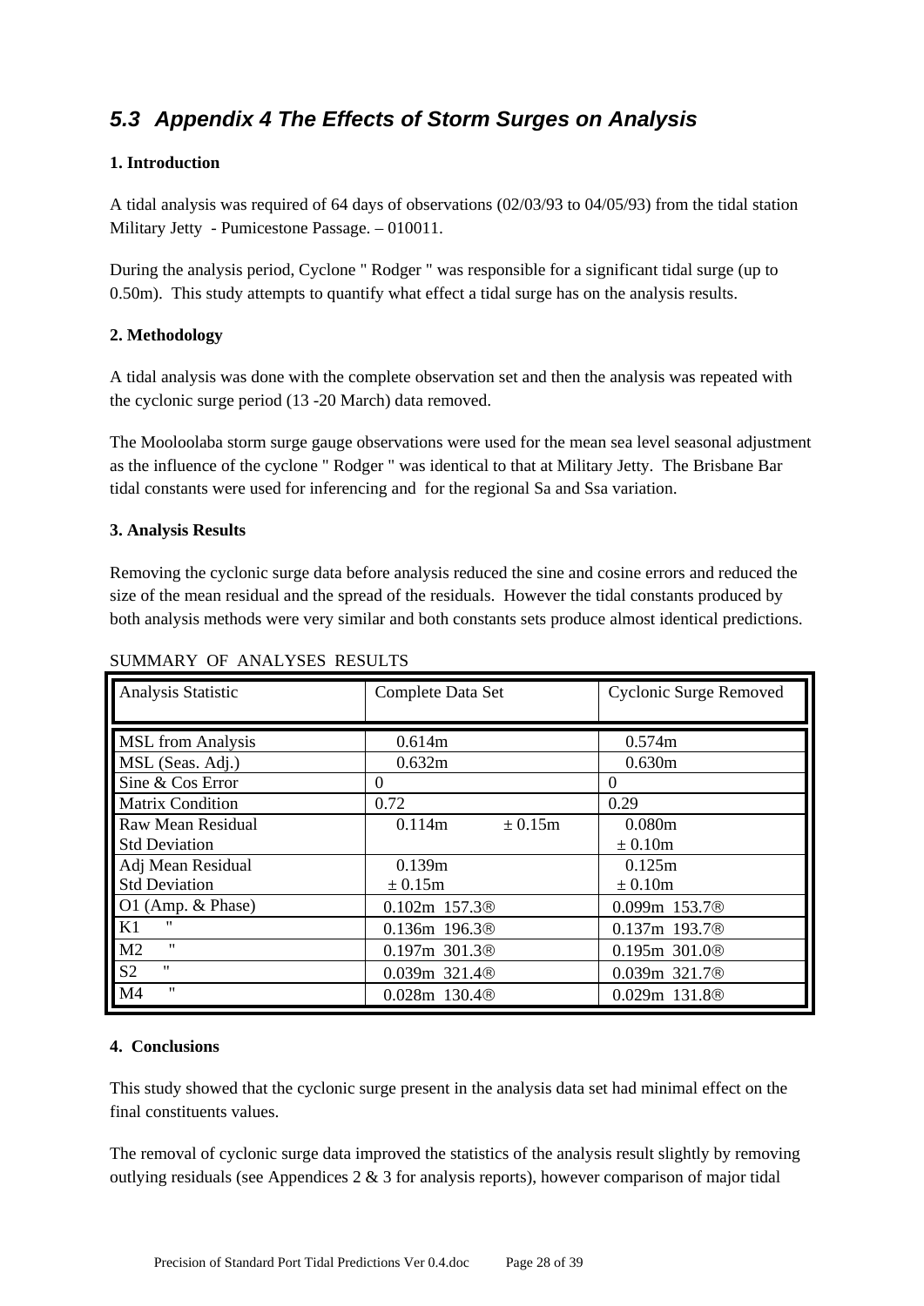## *5.3 Appendix 4 The Effects of Storm Surges on Analysis*

**1. Introduction**

A tidal analysis was required of 64 days of observations (02/03/93 to 04/05/93) from the tidal station Military Jetty - Pumicestone Passage. – 010011.

During the analysis period, Cyclone " Rodger " was responsible for a significant tidal surge (up to 0.50m). This study attempts to quantify what effect a tidal surge has on the analysis results.

**2. Methodology**

A tidal analysis was done with the complete observation set and then the analysis was repeated with the cyclonic surge period (13 -20 March) data removed.

The Mooloolaba storm surge gauge observations were used for the mean sea level seasonal adjustment as the influence of the cyclone " Rodger " was identical to that at Military Jetty. The Brisbane Bar tidal constants were used for inferencing and for the regional Sa and Ssa variation.

**3. Analysis Results**

Removing the cyclonic surge data before analysis reduced the sine and cosine errors and reduced the size of the mean residual and the spread of the residuals. However the tidal constants produced by both analysis methods were very similar and both constants sets produce almost identical predictions.

SUMMARY OF ANALYSES RESULTS

| Analysis Statistic | Complete Data Set | Cyclonic Surge Removed |
|---|---|---|
| MSL from Analysis | 0.614m | 0.574m |
| MSL (Seas. Adj.) | 0.632m | 0.630m |
| Sine & Cos Error | 0 | 0 |
| Matrix Condition | 0.72 | 0.29 |
| Raw Mean Residual<br>Std Deviation | 0.114m ± 0.15m | 0.080m<br>± 0.10m |
| Adj Mean Residual<br>Std Deviation | 0.139m<br>± 0.15m | 0.125m<br>± 0.10m |
| O1 (Amp. & Phase) | 0.102m 157.3® | 0.099m 153.7® |
| K1 " | 0.136m 196.3® | 0.137m 193.7® |
| M2 " | 0.197m 301.3® | 0.195m 301.0® |
| S2 " | 0.039m 321.4® | 0.039m 321.7® |
| M4 " | 0.028m 130.4® | 0.029m 131.8® |

**4. Conclusions**

This study showed that the cyclonic surge present in the analysis data set had minimal effect on the final constituents values.

The removal of cyclonic surge data improved the statistics of the analysis result slightly by removing outlying residuals (see Appendices 2 & 3 for analysis reports), however comparison of major tidal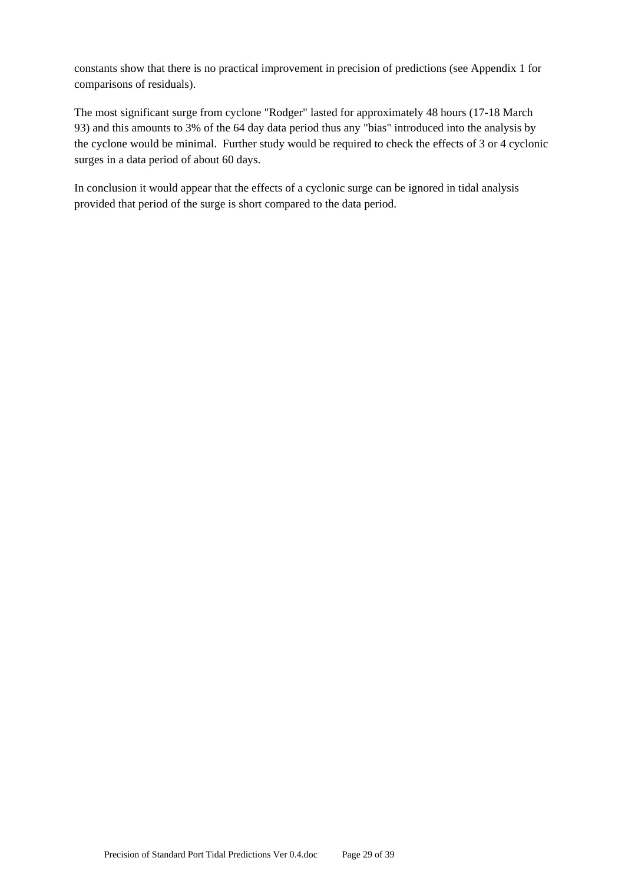constants show that there is no practical improvement in precision of predictions (see Appendix 1 for comparisons of residuals).

The most significant surge from cyclone "Rodger" lasted for approximately 48 hours (17-18 March 93) and this amounts to 3% of the 64 day data period thus any "bias" introduced into the analysis by the cyclone would be minimal. Further study would be required to check the effects of 3 or 4 cyclonic surges in a data period of about 60 days.

In conclusion it would appear that the effects of a cyclonic surge can be ignored in tidal analysis provided that period of the surge is short compared to the data period.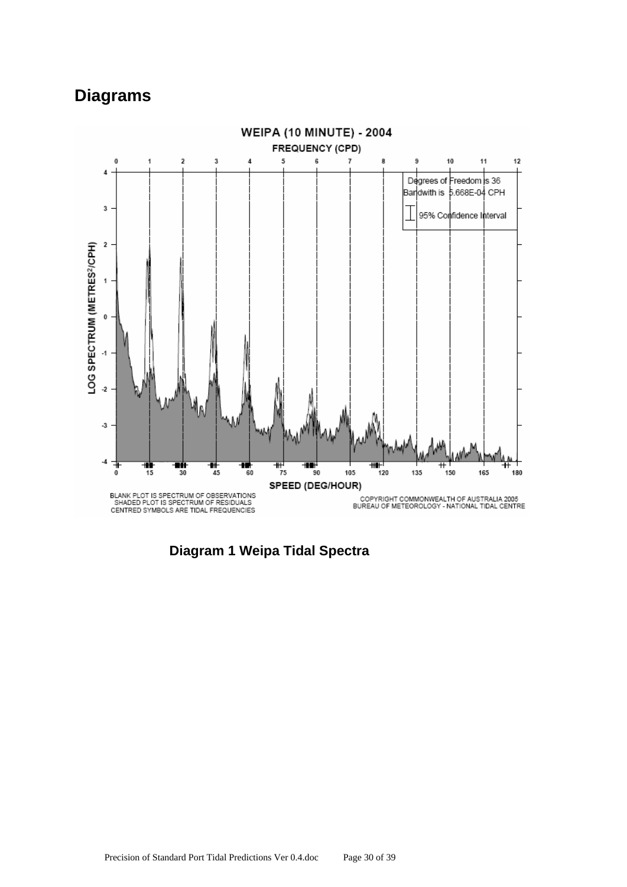# Diagrams

**Diagram 1 Weipa Tidal Spectra**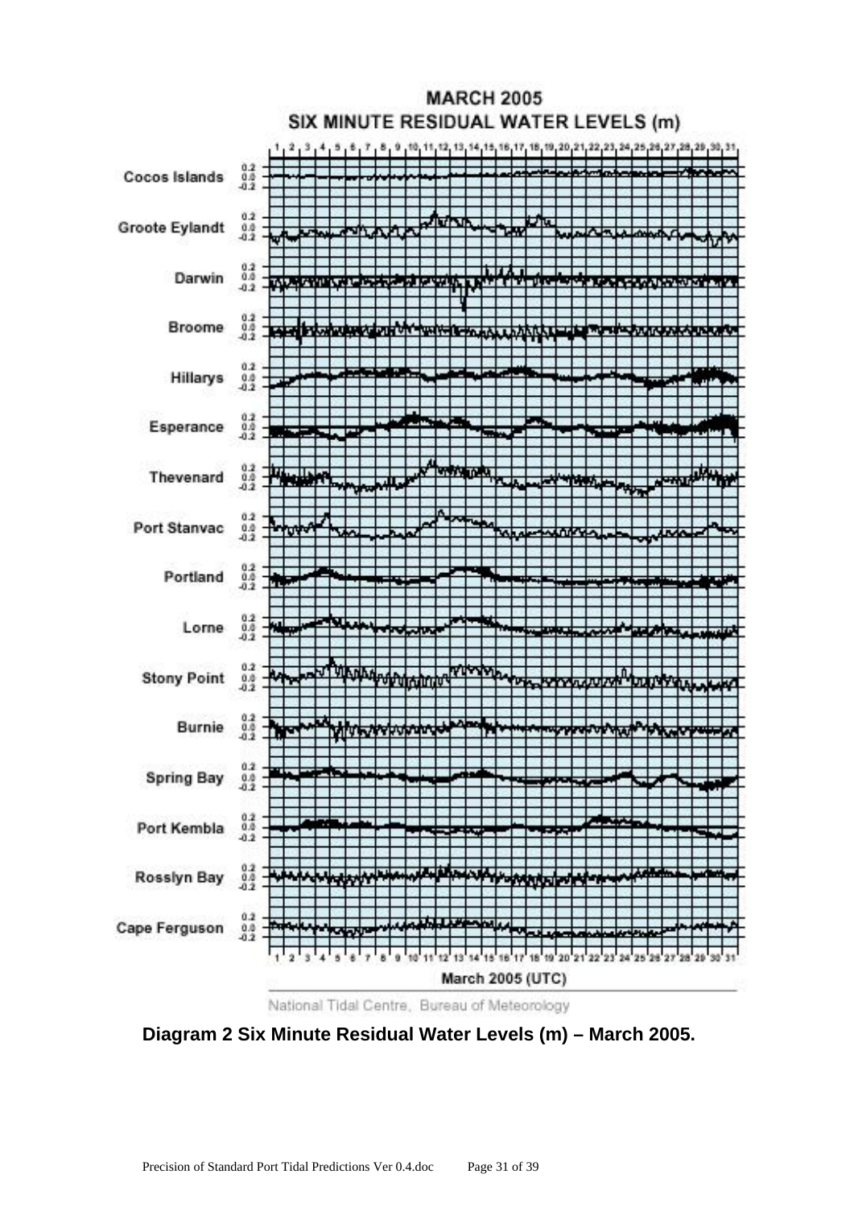**Diagram 2 Six Minute Residual Water Levels (m) – March 2005.**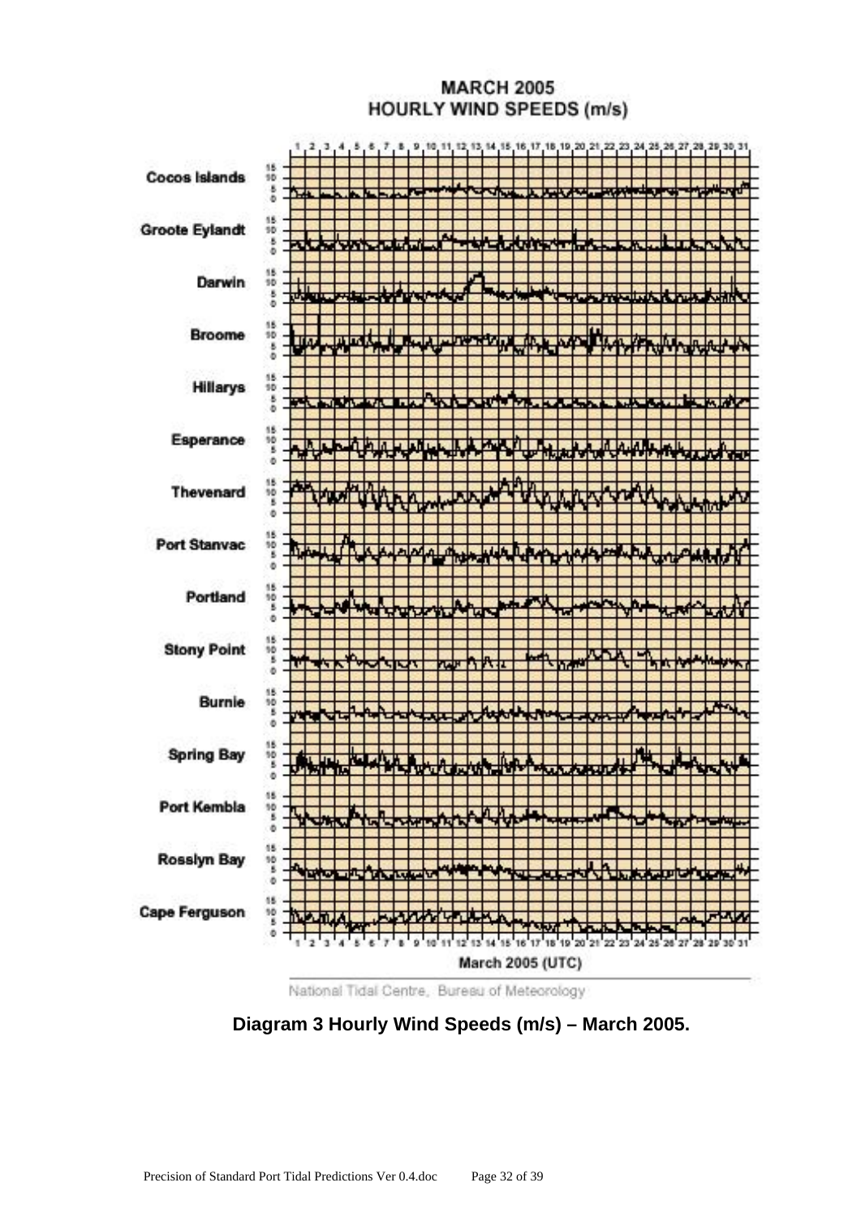**Diagram 3 Hourly Wind Speeds (m/s) – March 2005.**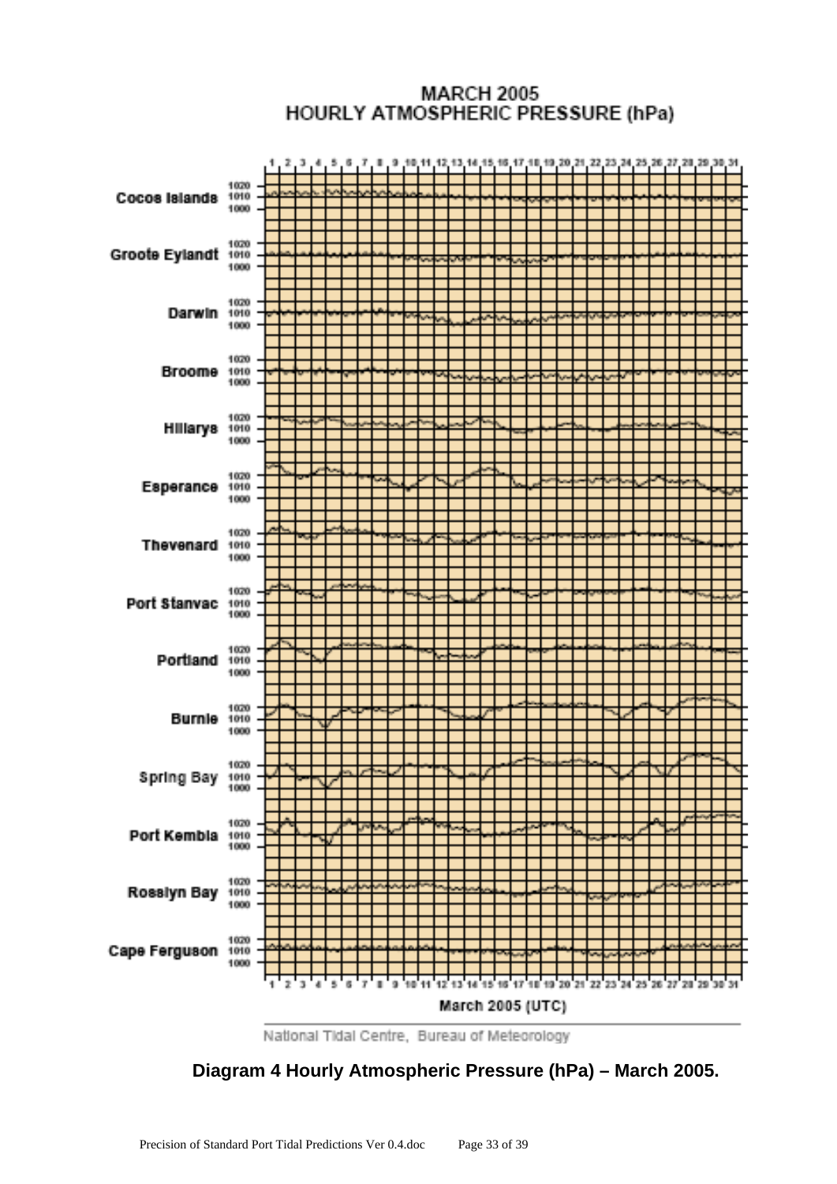MARCH 2005
HOURLY ATMOSPHERIC PRESSURE (hPa)

Cocos Islands

Groote Eylandt

Darwin

Broome

Hillarys

Esperance

Thevenard

Port Stanvac

Portland

Burnie

Spring Bay

Port Kembla

Rosslyn Bay

Cape Ferguson

March 2005 (UTC)

National Tidal Centre, Bureau of Meteorology

**Diagram 4 Hourly Atmospheric Pressure (hPa) – March 2005.**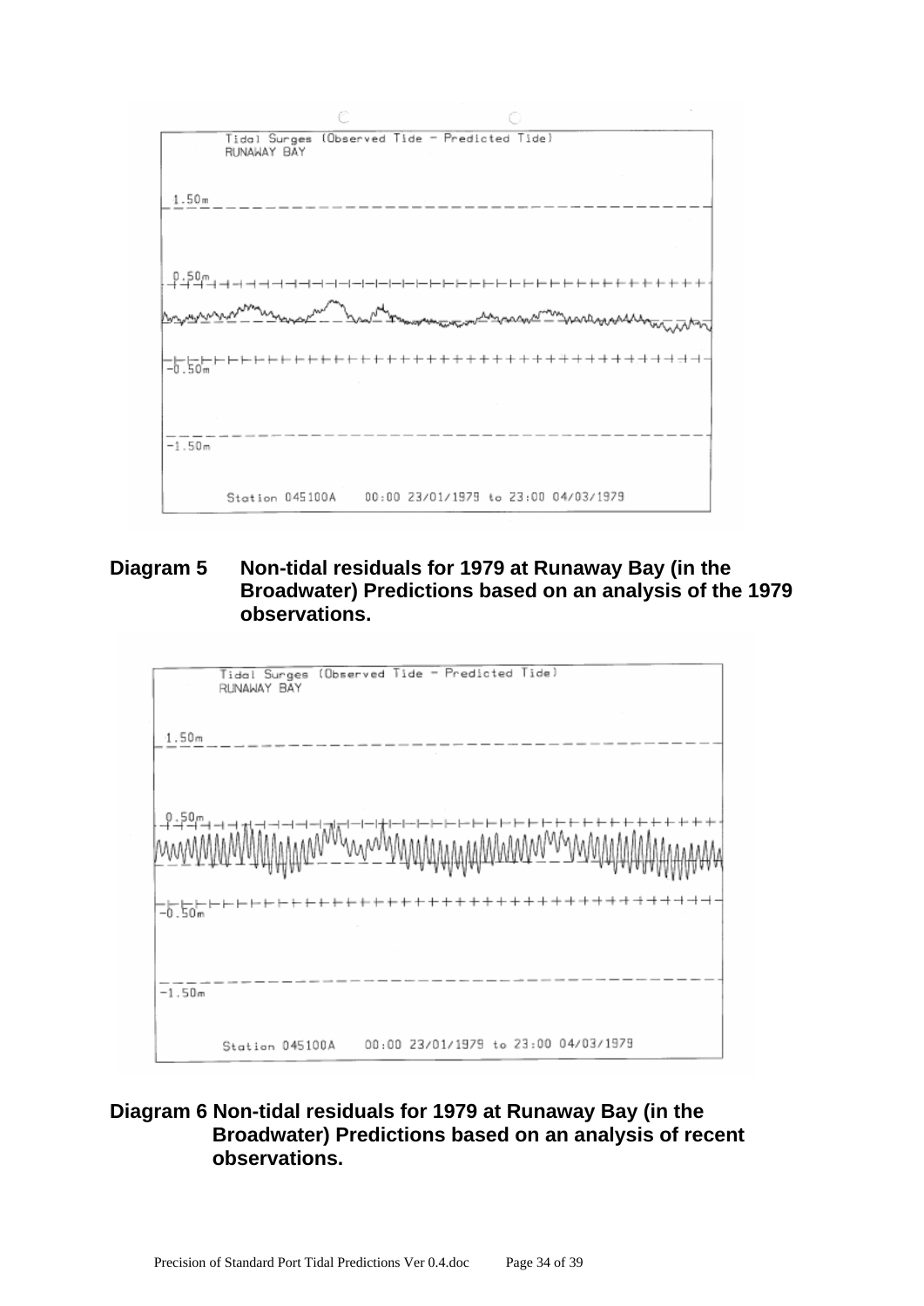Tidal Surges (Observed Tide − Predicted Tide)
RUNAWAY BAY

1.50m

0.50m

−0.50m

−1.50m

Station 045100A    00:00 23/01/1979 to 23:00 04/03/1979

**Diagram 5 Non-tidal residuals for 1979 at Runaway Bay (in the Broadwater) Predictions based on an analysis of the 1979 observations.**

Tidal Surges (Observed Tide − Predicted Tide)
RUNAWAY BAY

1.50m

0.50m

−0.50m

−1.50m

Station 045100A    00:00 23/01/1979 to 23:00 04/03/1979

**Diagram 6 Non-tidal residuals for 1979 at Runaway Bay (in the Broadwater) Predictions based on an analysis of recent observations.**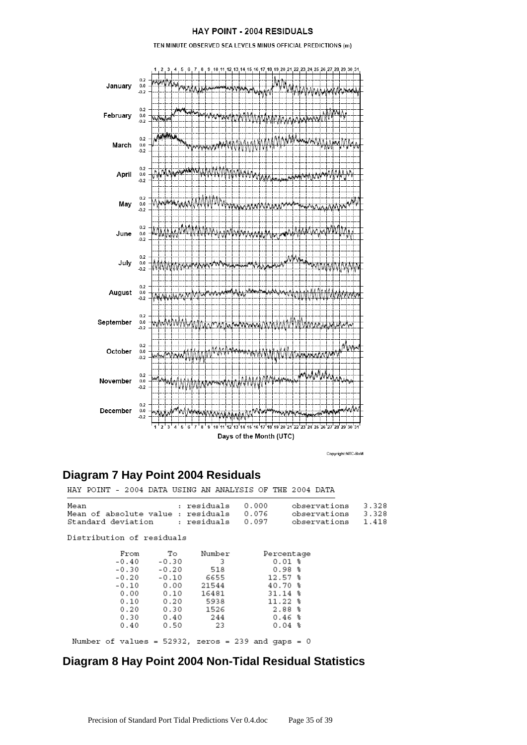HAY POINT - 2004 RESIDUALS

TEN MINUTE OBSERVED SEA LEVELS MINUS OFFICIAL PREDICTIONS (m)

## Diagram 7 Hay Point 2004 Residuals

HAY POINT - 2004 DATA USING AN ANALYSIS OF THE 2004 DATA

| | | | | |
|---|---|---|---|---|
| Mean | : residuals | 0.000 | observations | 3.328 |
| Mean of absolute value | : residuals | 0.076 | observations | 3.328 |
| Standard deviation | : residuals | 0.097 | observations | 1.418 |

Distribution of residuals

| From | To | Number | Percentage |
|---|---|---|---|
| -0.40 | -0.30 | 3 | 0.01 % |
| -0.30 | -0.20 | 518 | 0.98 % |
| -0.20 | -0.10 | 6655 | 12.57 % |
| -0.10 | 0.00 | 21544 | 40.70 % |
| 0.00 | 0.10 | 16481 | 31.14 % |
| 0.10 | 0.20 | 5938 | 11.22 % |
| 0.20 | 0.30 | 1526 | 2.88 % |
| 0.30 | 0.40 | 244 | 0.46 % |
| 0.40 | 0.50 | 23 | 0.04 % |

Number of values = 52932, zeros = 239 and gaps = 0

## Diagram 8 Hay Point 2004 Non-Tidal Residual Statistics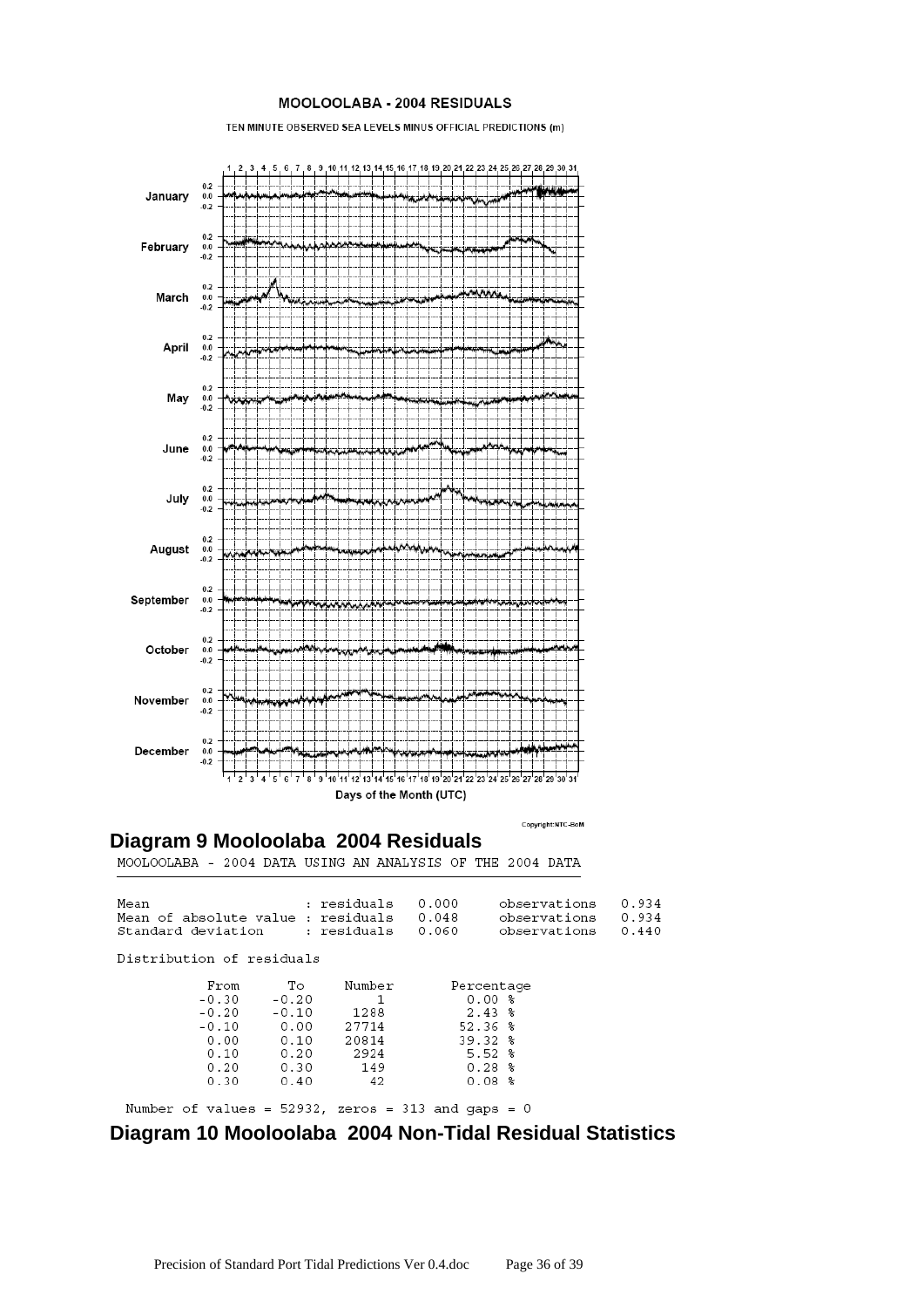## Diagram 9 Mooloolaba 2004 Residuals

MOOLOOLABA - 2004 DATA USING AN ANALYSIS OF THE 2004 DATA

| | | | | |
|---|---|---|---|---|
| Mean | : residuals | 0.000 | observations | 0.934 |
| Mean of absolute value | : residuals | 0.048 | observations | 0.934 |
| Standard deviation | : residuals | 0.060 | observations | 0.440 |

Distribution of residuals

| From | To | Number | Percentage |
|---|---|---|---|
| -0.30 | -0.20 | 1 | 0.00 % |
| -0.20 | -0.10 | 1288 | 2.43 % |
| -0.10 | 0.00 | 27714 | 52.36 % |
| 0.00 | 0.10 | 20814 | 39.32 % |
| 0.10 | 0.20 | 2924 | 5.52 % |
| 0.20 | 0.30 | 149 | 0.28 % |
| 0.30 | 0.40 | 42 | 0.08 % |

Number of values = 52932, zeros = 313 and gaps = 0

## Diagram 10 Mooloolaba 2004 Non-Tidal Residual Statistics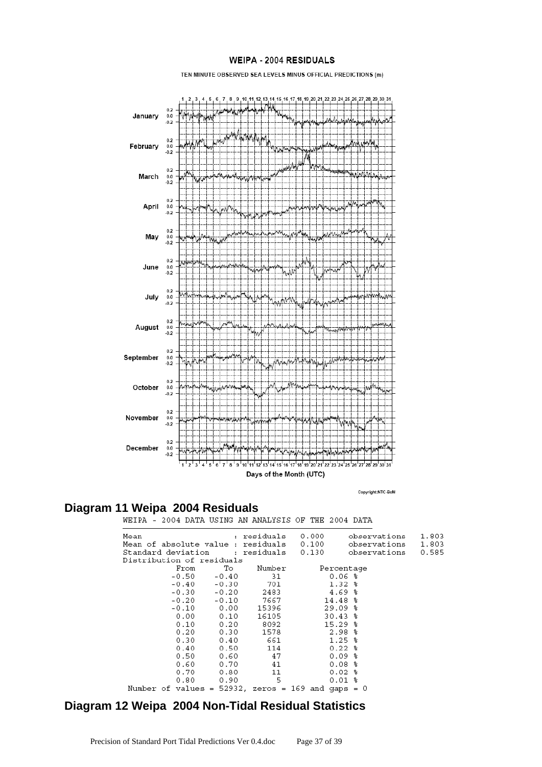WEIPA - 2004 RESIDUALS

TEN MINUTE OBSERVED SEA LEVELS MINUS OFFICIAL PREDICTIONS (m)

Days of the Month (UTC)

Copyright:NTC-BoM

## Diagram 11 Weipa 2004 Residuals

WEIPA - 2004 DATA USING AN ANALYSIS OF THE 2004 DATA

| | | | | |
|---|---|---|---|---|
| Mean | : residuals | 0.000 | observations | 1.803 |
| Mean of absolute value | : residuals | 0.100 | observations | 1.803 |
| Standard deviation | : residuals | 0.130 | observations | 0.585 |

Distribution of residuals

| From | To | Number | Percentage |
|---|---|---|---|
| -0.50 | -0.40 | 31 | 0.06 % |
| -0.40 | -0.30 | 701 | 1.32 % |
| -0.30 | -0.20 | 2483 | 4.69 % |
| -0.20 | -0.10 | 7667 | 14.48 % |
| -0.10 | 0.00 | 15396 | 29.09 % |
| 0.00 | 0.10 | 16105 | 30.43 % |
| 0.10 | 0.20 | 8092 | 15.29 % |
| 0.20 | 0.30 | 1578 | 2.98 % |
| 0.30 | 0.40 | 661 | 1.25 % |
| 0.40 | 0.50 | 114 | 0.22 % |
| 0.50 | 0.60 | 47 | 0.09 % |
| 0.60 | 0.70 | 41 | 0.08 % |
| 0.70 | 0.80 | 11 | 0.02 % |
| 0.80 | 0.90 | 5 | 0.01 % |

Number of values = 52932, zeros = 169 and gaps = 0

## Diagram 12 Weipa 2004 Non-Tidal Residual Statistics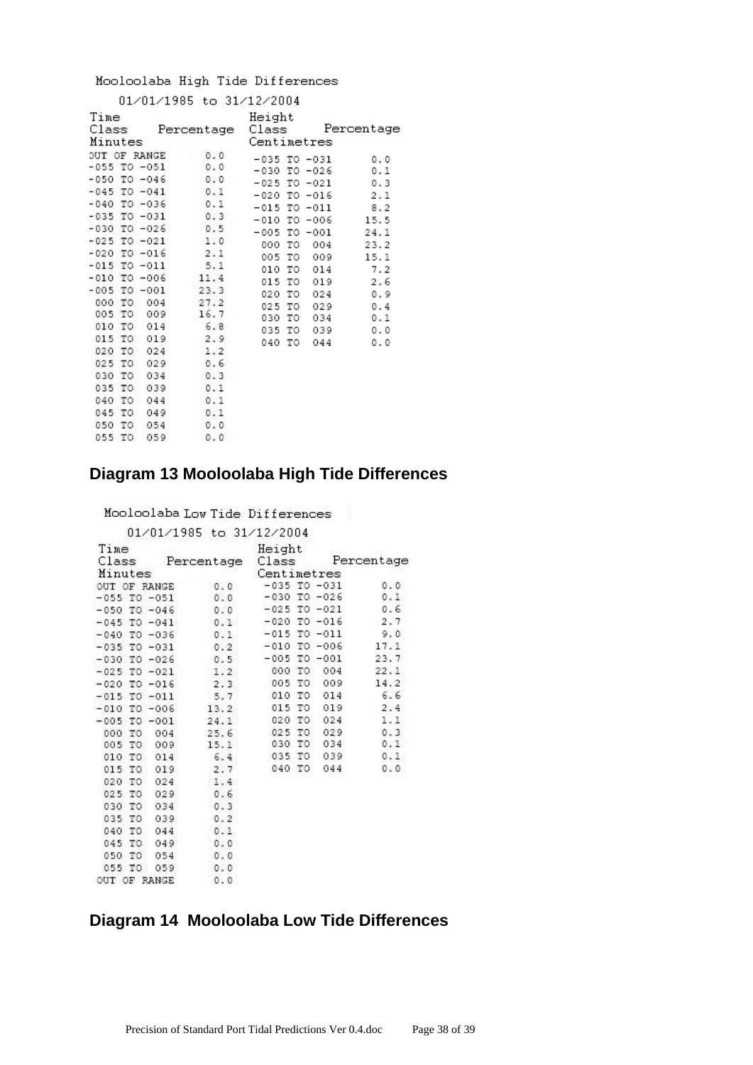Mooloolaba High Tide Differences

01/01/1985 to 31/12/2004

| Time Class Minutes | Percentage | Height Class Centimetres | Percentage |
|---|---|---|---|
| OUT OF RANGE | 0.0 | -035 TO -031 | 0.0 |
| -055 TO -051 | 0.0 | -030 TO -026 | 0.1 |
| -050 TO -046 | 0.0 | -025 TO -021 | 0.3 |
| -045 TO -041 | 0.1 | -020 TO -016 | 2.1 |
| -040 TO -036 | 0.1 | -015 TO -011 | 8.2 |
| -035 TO -031 | 0.3 | -010 TO -006 | 15.5 |
| -030 TO -026 | 0.5 | -005 TO -001 | 24.1 |
| -025 TO -021 | 1.0 | 000 TO 004 | 23.2 |
| -020 TO -016 | 2.1 | 005 TO 009 | 15.1 |
| -015 TO -011 | 5.1 | 010 TO 014 | 7.2 |
| -010 TO -006 | 11.4 | 015 TO 019 | 2.6 |
| -005 TO -001 | 23.3 | 020 TO 024 | 0.9 |
| 000 TO 004 | 27.2 | 025 TO 029 | 0.4 |
| 005 TO 009 | 16.7 | 030 TO 034 | 0.1 |
| 010 TO 014 | 6.8 | 035 TO 039 | 0.0 |
| 015 TO 019 | 2.9 | 040 TO 044 | 0.0 |
| 020 TO 024 | 1.2 | | |
| 025 TO 029 | 0.6 | | |
| 030 TO 034 | 0.3 | | |
| 035 TO 039 | 0.1 | | |
| 040 TO 044 | 0.1 | | |
| 045 TO 049 | 0.1 | | |
| 050 TO 054 | 0.0 | | |
| 055 TO 059 | 0.0 | | |

## Diagram 13 Mooloolaba High Tide Differences

Mooloolaba Low Tide Differences

01/01/1985 to 31/12/2004

| Time Class Minutes | Percentage | Height Class Centimetres | Percentage |
|---|---|---|---|
| OUT OF RANGE | 0.0 | -035 TO -031 | 0.0 |
| -055 TO -051 | 0.0 | -030 TO -026 | 0.1 |
| -050 TO -046 | 0.0 | -025 TO -021 | 0.6 |
| -045 TO -041 | 0.1 | -020 TO -016 | 2.7 |
| -040 TO -036 | 0.1 | -015 TO -011 | 9.0 |
| -035 TO -031 | 0.2 | -010 TO -006 | 17.1 |
| -030 TO -026 | 0.5 | -005 TO -001 | 23.7 |
| -025 TO -021 | 1.2 | 000 TO 004 | 22.1 |
| -020 TO -016 | 2.3 | 005 TO 009 | 14.2 |
| -015 TO -011 | 5.7 | 010 TO 014 | 6.6 |
| -010 TO -006 | 13.2 | 015 TO 019 | 2.4 |
| -005 TO -001 | 24.1 | 020 TO 024 | 1.1 |
| 000 TO 004 | 25.6 | 025 TO 029 | 0.3 |
| 005 TO 009 | 15.1 | 030 TO 034 | 0.1 |
| 010 TO 014 | 6.4 | 035 TO 039 | 0.1 |
| 015 TO 019 | 2.7 | 040 TO 044 | 0.0 |
| 020 TO 024 | 1.4 | | |
| 025 TO 029 | 0.6 | | |
| 030 TO 034 | 0.3 | | |
| 035 TO 039 | 0.2 | | |
| 040 TO 044 | 0.1 | | |
| 045 TO 049 | 0.0 | | |
| 050 TO 054 | 0.0 | | |
| 055 TO 059 | 0.0 | | |
| OUT OF RANGE | 0.0 | | |

## Diagram 14 Mooloolaba Low Tide Differences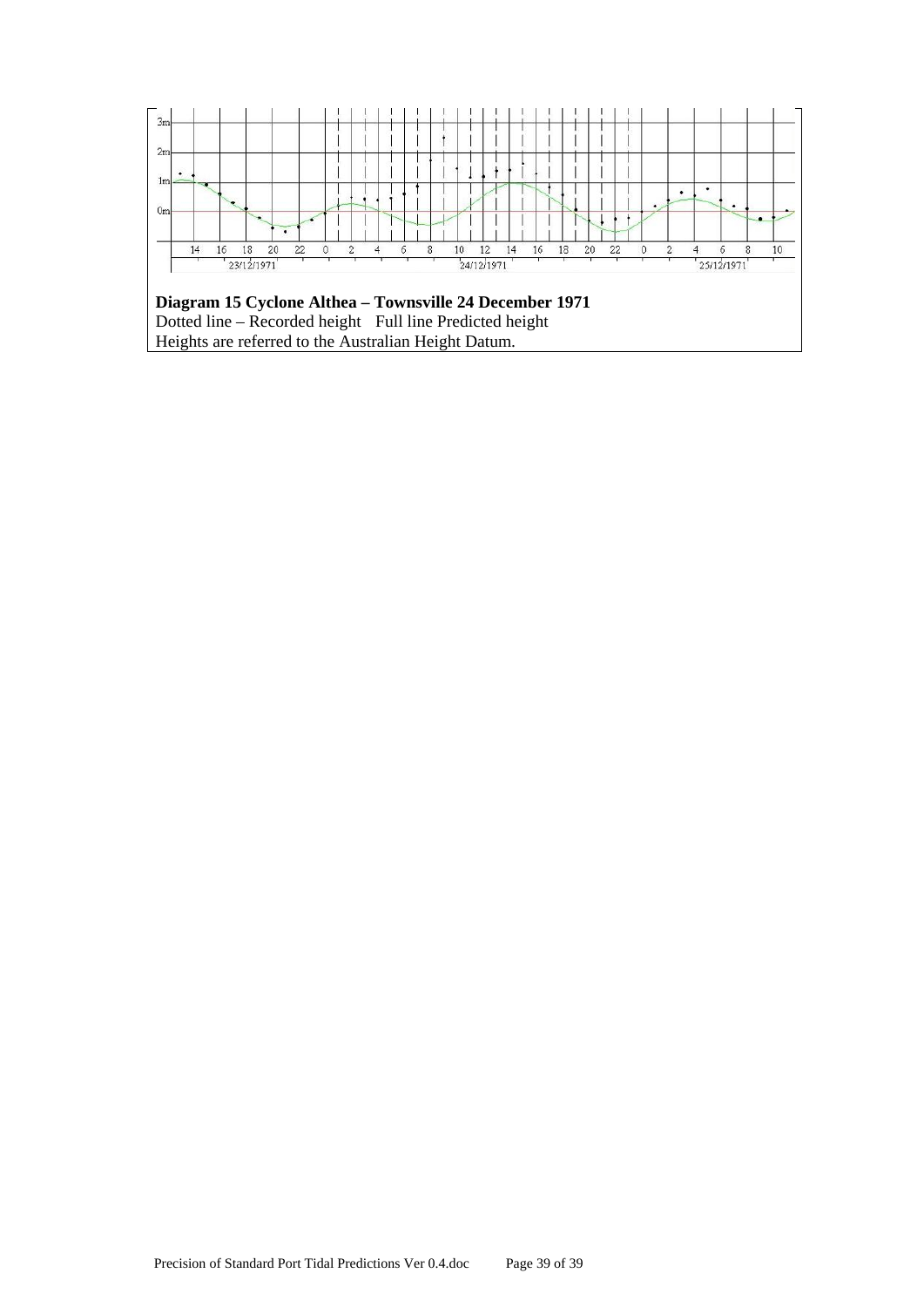3m

2m

1m

0m

14 16 18 20 22 0 2 4 6 8 10 12 14 16 18 20 22 0 2 4 6 8 10

23/12/1971

24/12/1971

25/12/1971

**Diagram 15 Cyclone Althea – Townsville 24 December 1971**
Dotted line – Recorded height Full line Predicted height
Heights are referred to the Australian Height Datum.